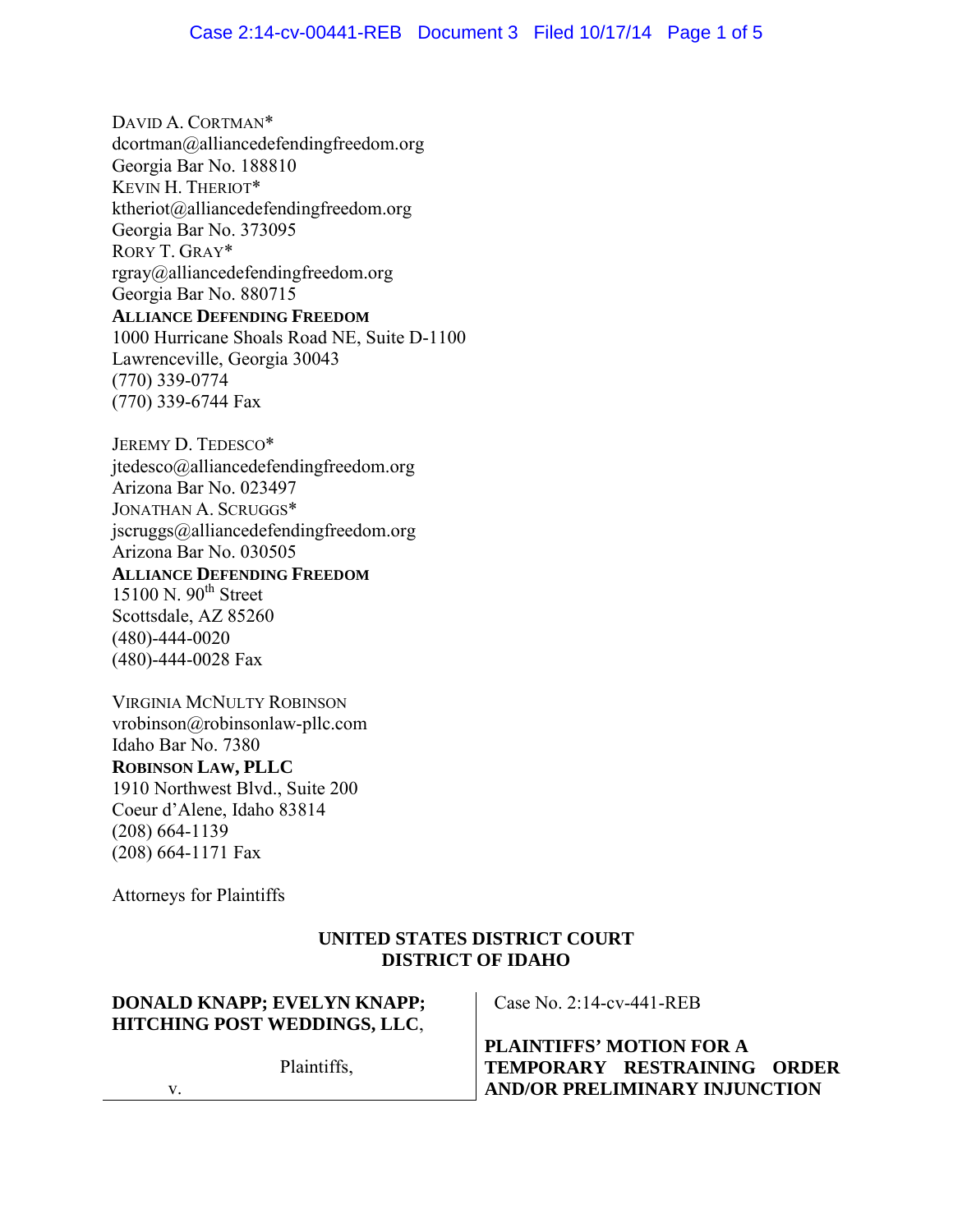DAVID A. CORTMAN*
dcortman@alliancedefendingfreedom.org
Georgia Bar No. 188810
KEVIN H. THERIOT*
ktheriot@alliancedefendingfreedom.org
Georgia Bar No. 373095
RORY T. GRAY*
rgray@alliancedefendingfreedom.org
Georgia Bar No. 880715
**ALLIANCE DEFENDING FREEDOM**
1000 Hurricane Shoals Road NE, Suite D-1100
Lawrenceville, Georgia 30043
(770) 339-0774
(770) 339-6744 Fax

JEREMY D. TEDESCO*
jtedesco@alliancedefendingfreedom.org
Arizona Bar No. 023497
JONATHAN A. SCRUGGS*
jscruggs@alliancedefendingfreedom.org
Arizona Bar No. 030505
**ALLIANCE DEFENDING FREEDOM**
15100 N. 90th Street
Scottsdale, AZ 85260
(480)-444-0020
(480)-444-0028 Fax

VIRGINIA MCNULTY ROBINSON
vrobinson@robinsonlaw-pllc.com
Idaho Bar No. 7380
**ROBINSON LAW, PLLC**
1910 Northwest Blvd., Suite 200
Coeur d'Alene, Idaho 83814
(208) 664-1139
(208) 664-1171 Fax

Attorneys for Plaintiffs

**UNITED STATES DISTRICT COURT**
**DISTRICT OF IDAHO**

| | |
|---|---|
| **DONALD KNAPP; EVELYN KNAPP; HITCHING POST WEDDINGS, LLC**,<br><br>Plaintiffs,<br><br>v. | Case No. 2:14-cv-441-REB<br><br>**PLAINTIFFS' MOTION FOR A TEMPORARY RESTRAINING ORDER AND/OR PRELIMINARY INJUNCTION** |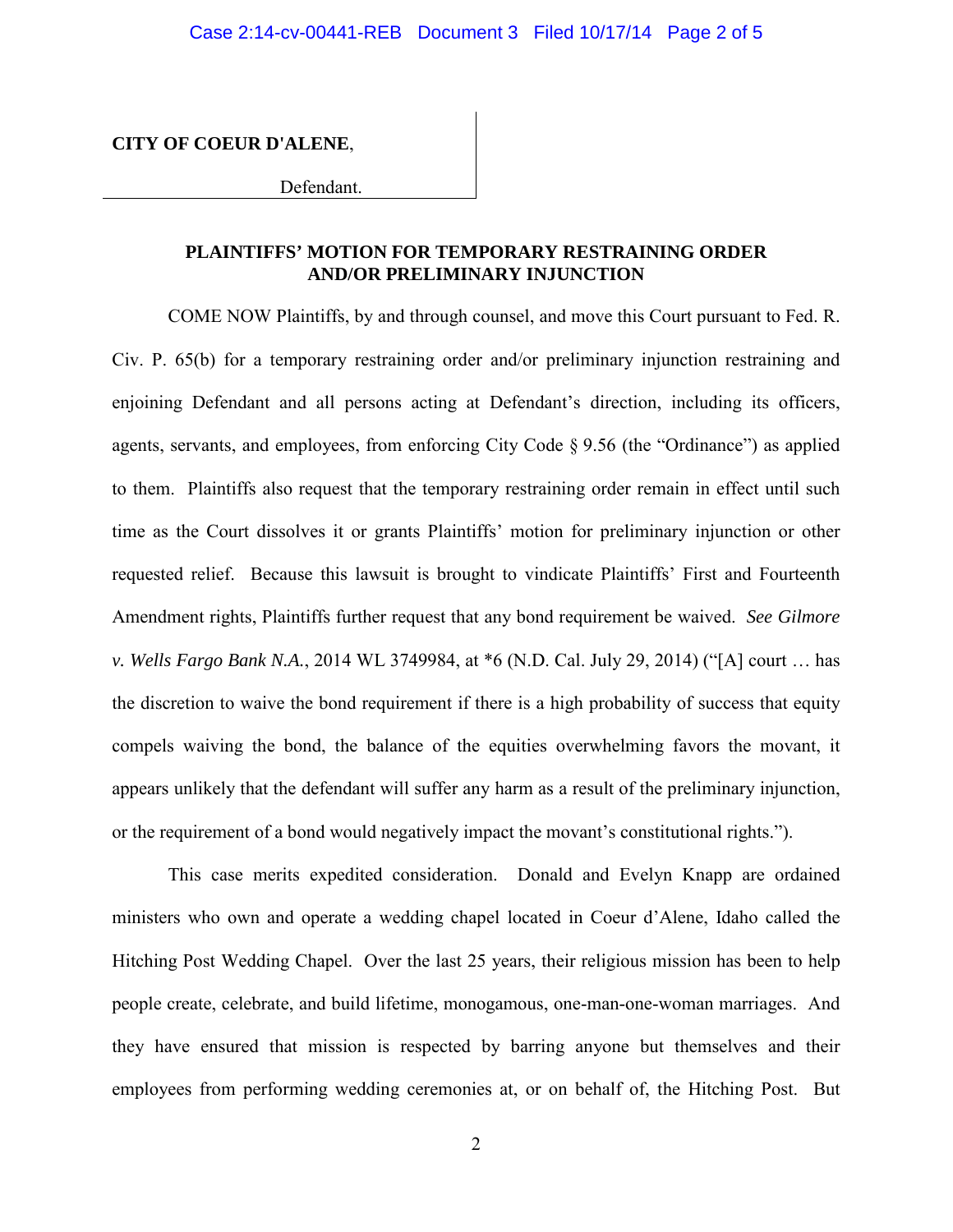**CITY OF COEUR D'ALENE**,

Defendant.

## PLAINTIFFS' MOTION FOR TEMPORARY RESTRAINING ORDER AND/OR PRELIMINARY INJUNCTION

COME NOW Plaintiffs, by and through counsel, and move this Court pursuant to Fed. R. Civ. P. 65(b) for a temporary restraining order and/or preliminary injunction restraining and enjoining Defendant and all persons acting at Defendant's direction, including its officers, agents, servants, and employees, from enforcing City Code § 9.56 (the "Ordinance") as applied to them. Plaintiffs also request that the temporary restraining order remain in effect until such time as the Court dissolves it or grants Plaintiffs' motion for preliminary injunction or other requested relief. Because this lawsuit is brought to vindicate Plaintiffs' First and Fourteenth Amendment rights, Plaintiffs further request that any bond requirement be waived. *See Gilmore v. Wells Fargo Bank N.A.*, 2014 WL 3749984, at *6 (N.D. Cal. July 29, 2014) ("[A] court … has the discretion to waive the bond requirement if there is a high probability of success that equity compels waiving the bond, the balance of the equities overwhelming favors the movant, it appears unlikely that the defendant will suffer any harm as a result of the preliminary injunction, or the requirement of a bond would negatively impact the movant's constitutional rights.").

This case merits expedited consideration. Donald and Evelyn Knapp are ordained ministers who own and operate a wedding chapel located in Coeur d'Alene, Idaho called the Hitching Post Wedding Chapel. Over the last 25 years, their religious mission has been to help people create, celebrate, and build lifetime, monogamous, one-man-one-woman marriages. And they have ensured that mission is respected by barring anyone but themselves and their employees from performing wedding ceremonies at, or on behalf of, the Hitching Post. But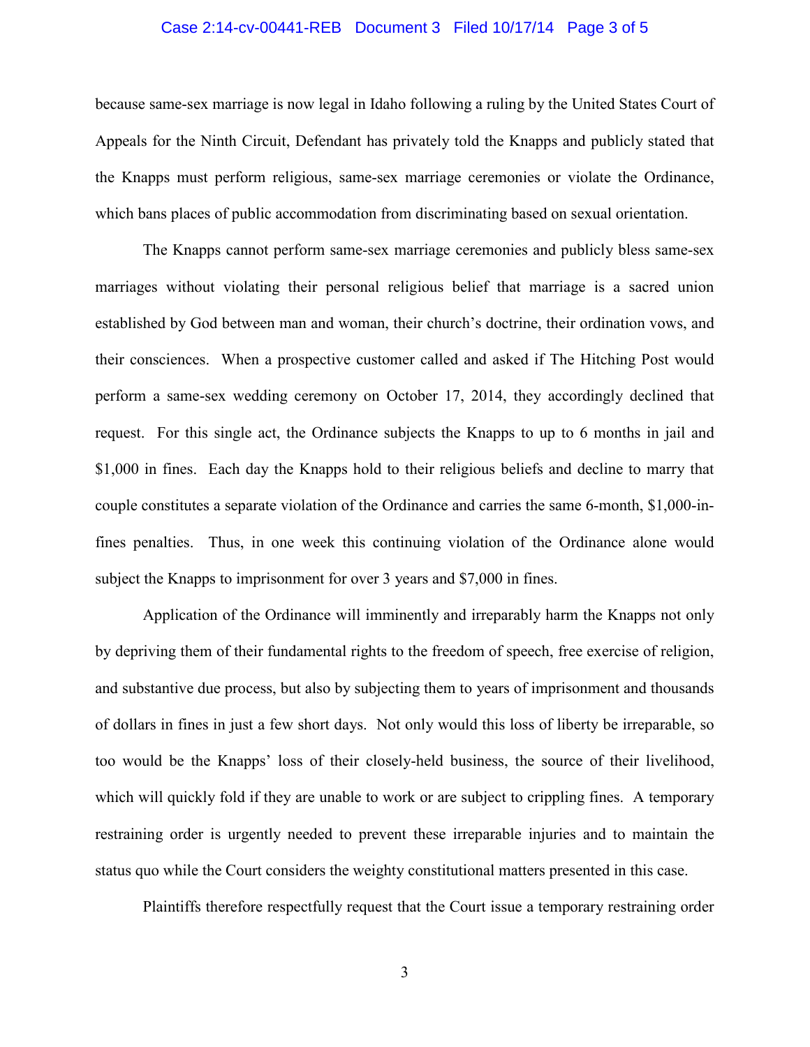because same-sex marriage is now legal in Idaho following a ruling by the United States Court of Appeals for the Ninth Circuit, Defendant has privately told the Knapps and publicly stated that the Knapps must perform religious, same-sex marriage ceremonies or violate the Ordinance, which bans places of public accommodation from discriminating based on sexual orientation.

The Knapps cannot perform same-sex marriage ceremonies and publicly bless same-sex marriages without violating their personal religious belief that marriage is a sacred union established by God between man and woman, their church's doctrine, their ordination vows, and their consciences. When a prospective customer called and asked if The Hitching Post would perform a same-sex wedding ceremony on October 17, 2014, they accordingly declined that request. For this single act, the Ordinance subjects the Knapps to up to 6 months in jail and $1,000 in fines. Each day the Knapps hold to their religious beliefs and decline to marry that couple constitutes a separate violation of the Ordinance and carries the same 6-month, $1,000-in-fines penalties. Thus, in one week this continuing violation of the Ordinance alone would subject the Knapps to imprisonment for over 3 years and $7,000 in fines.

Application of the Ordinance will imminently and irreparably harm the Knapps not only by depriving them of their fundamental rights to the freedom of speech, free exercise of religion, and substantive due process, but also by subjecting them to years of imprisonment and thousands of dollars in fines in just a few short days. Not only would this loss of liberty be irreparable, so too would be the Knapps' loss of their closely-held business, the source of their livelihood, which will quickly fold if they are unable to work or are subject to crippling fines. A temporary restraining order is urgently needed to prevent these irreparable injuries and to maintain the status quo while the Court considers the weighty constitutional matters presented in this case.

Plaintiffs therefore respectfully request that the Court issue a temporary restraining order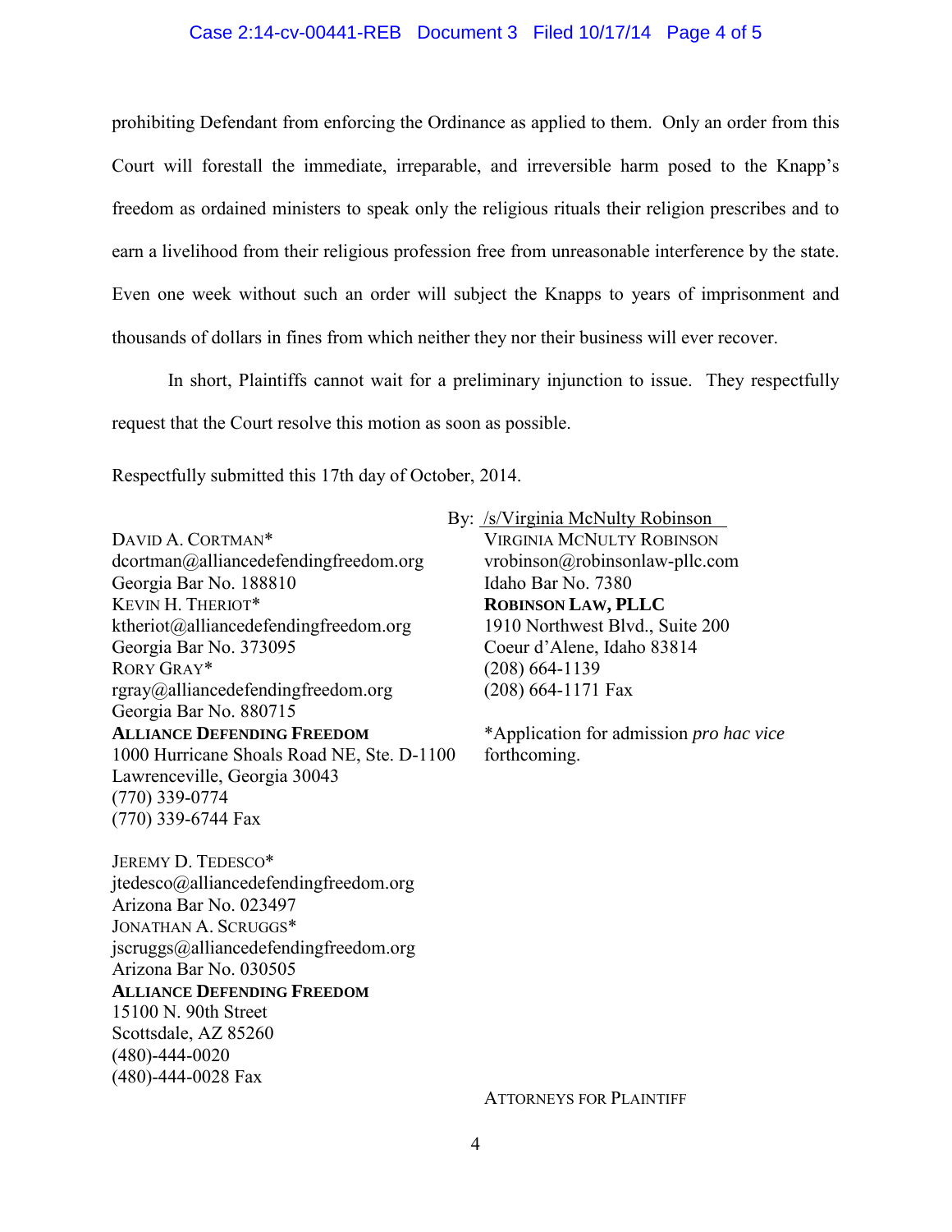prohibiting Defendant from enforcing the Ordinance as applied to them. Only an order from this Court will forestall the immediate, irreparable, and irreversible harm posed to the Knapp's freedom as ordained ministers to speak only the religious rituals their religion prescribes and to earn a livelihood from their religious profession free from unreasonable interference by the state. Even one week without such an order will subject the Knapps to years of imprisonment and thousands of dollars in fines from which neither they nor their business will ever recover.

In short, Plaintiffs cannot wait for a preliminary injunction to issue. They respectfully request that the Court resolve this motion as soon as possible.

Respectfully submitted this 17th day of October, 2014.

DAVID A. CORTMAN*
dcortman@alliancedefendingfreedom.org
Georgia Bar No. 188810
KEVIN H. THERIOT*
ktheriot@alliancedefendingfreedom.org
Georgia Bar No. 373095
RORY GRAY*
rgray@alliancedefendingfreedom.org
Georgia Bar No. 880715
**ALLIANCE DEFENDING FREEDOM**
1000 Hurricane Shoals Road NE, Ste. D-1100
Lawrenceville, Georgia 30043
(770) 339-0774
(770) 339-6744 Fax

JEREMY D. TEDESCO*
jtedesco@alliancedefendingfreedom.org
Arizona Bar No. 023497
JONATHAN A. SCRUGGS*
jscruggs@alliancedefendingfreedom.org
Arizona Bar No. 030505
**ALLIANCE DEFENDING FREEDOM**
15100 N. 90th Street
Scottsdale, AZ 85260
(480)-444-0020
(480)-444-0028 Fax

By: /s/Virginia McNulty Robinson
VIRGINIA MCNULTY ROBINSON
vrobinson@robinsonlaw-pllc.com
Idaho Bar No. 7380
**ROBINSON LAW, PLLC**
1910 Northwest Blvd., Suite 200
Coeur d'Alene, Idaho 83814
(208) 664-1139
(208) 664-1171 Fax

*Application for admission *pro hac vice* forthcoming.

ATTORNEYS FOR PLAINTIFF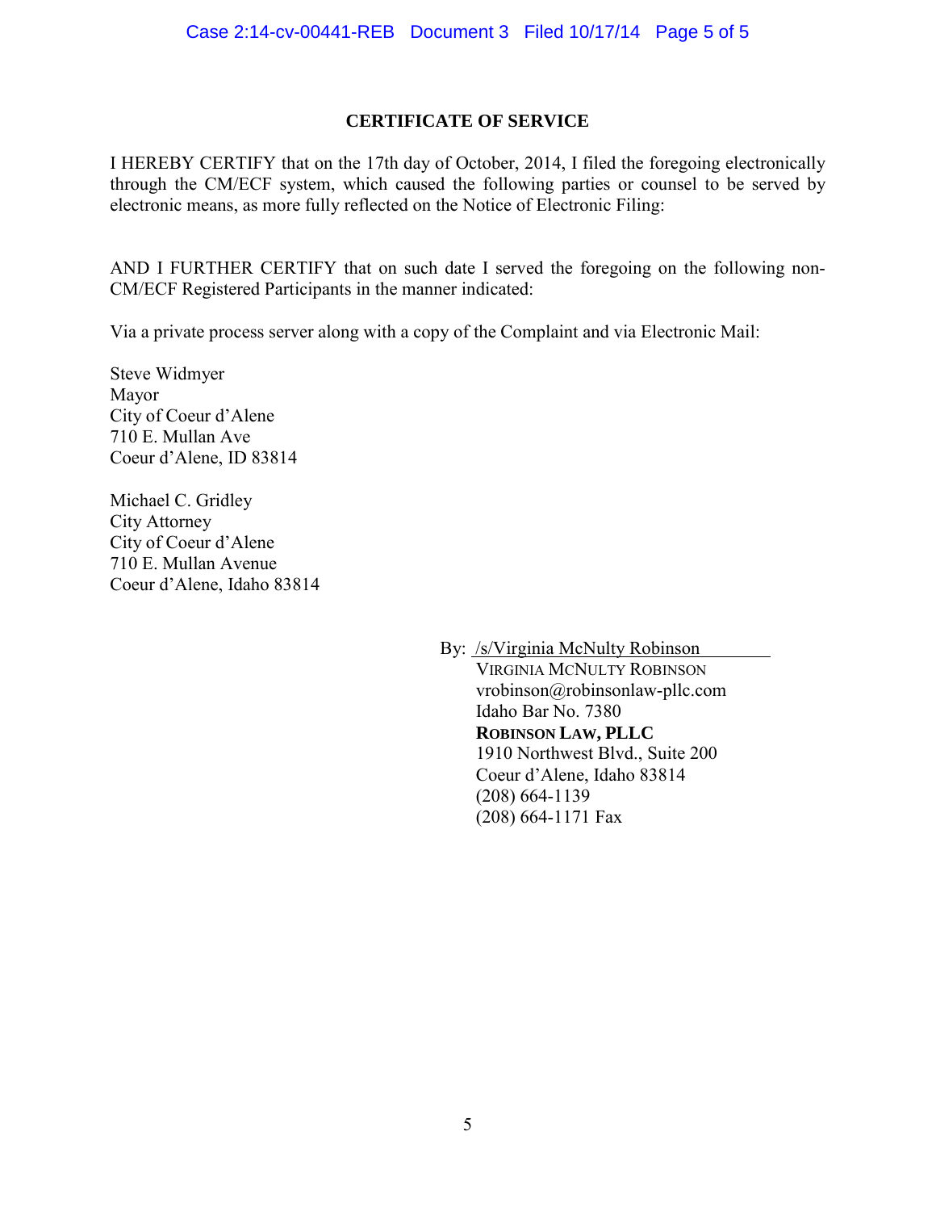## CERTIFICATE OF SERVICE

I HEREBY CERTIFY that on the 17th day of October, 2014, I filed the foregoing electronically through the CM/ECF system, which caused the following parties or counsel to be served by electronic means, as more fully reflected on the Notice of Electronic Filing:

AND I FURTHER CERTIFY that on such date I served the foregoing on the following non-CM/ECF Registered Participants in the manner indicated:

Via a private process server along with a copy of the Complaint and via Electronic Mail:

Steve Widmyer  
Mayor  
City of Coeur d'Alene  
710 E. Mullan Ave  
Coeur d'Alene, ID 83814

Michael C. Gridley  
City Attorney  
City of Coeur d'Alene  
710 E. Mullan Avenue  
Coeur d'Alene, Idaho 83814

By: /s/Virginia McNulty Robinson  
VIRGINIA MCNULTY ROBINSON  
vrobinson@robinsonlaw-pllc.com  
Idaho Bar No. 7380  
**ROBINSON LAW, PLLC**  
1910 Northwest Blvd., Suite 200  
Coeur d'Alene, Idaho 83814  
(208) 664-1139  
(208) 664-1171 Fax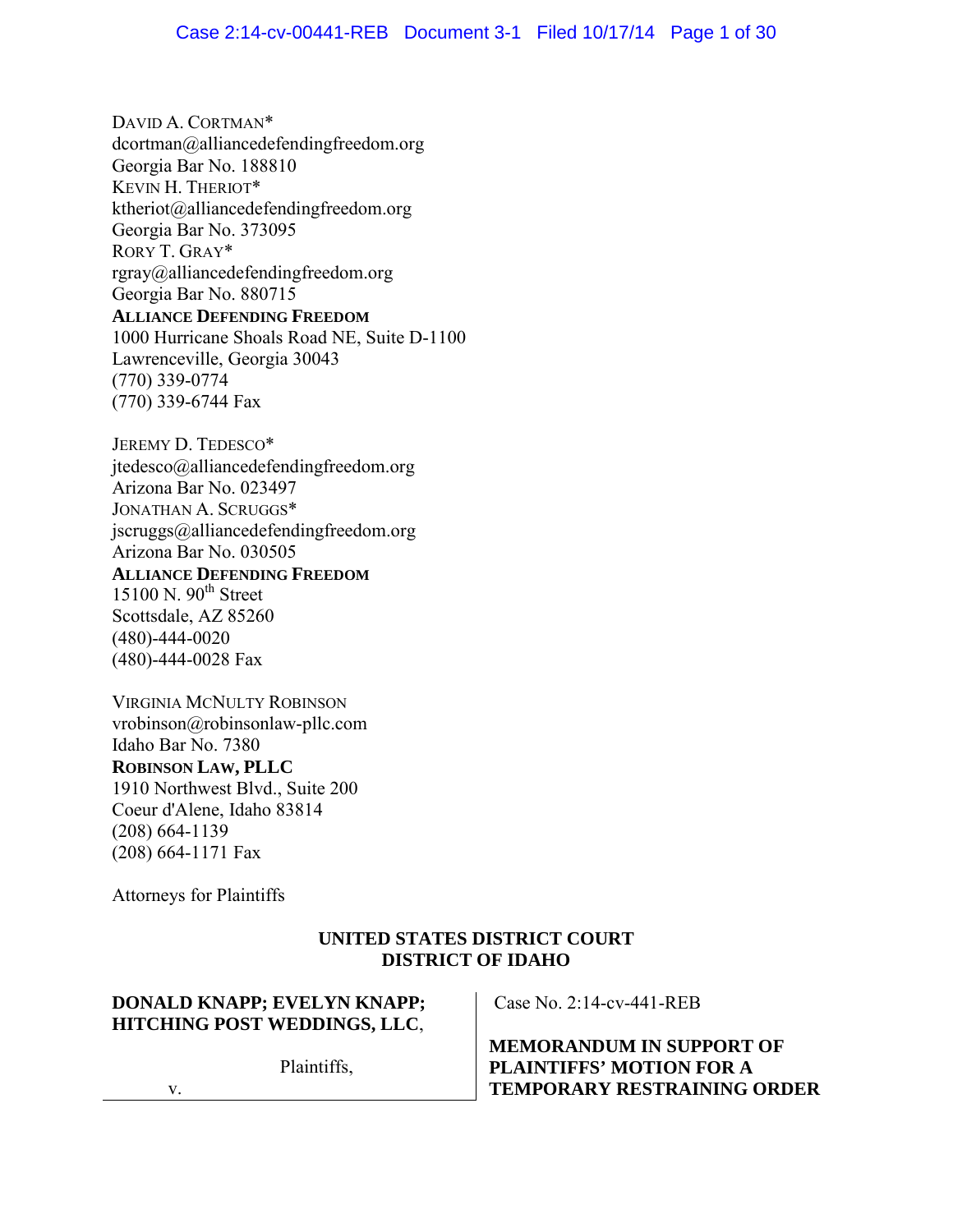DAVID A. CORTMAN*
dcortman@alliancedefendingfreedom.org
Georgia Bar No. 188810
KEVIN H. THERIOT*
ktheriot@alliancedefendingfreedom.org
Georgia Bar No. 373095
RORY T. GRAY*
rgray@alliancedefendingfreedom.org
Georgia Bar No. 880715
**ALLIANCE DEFENDING FREEDOM**
1000 Hurricane Shoals Road NE, Suite D-1100
Lawrenceville, Georgia 30043
(770) 339-0774
(770) 339-6744 Fax

JEREMY D. TEDESCO*
jtedesco@alliancedefendingfreedom.org
Arizona Bar No. 023497
JONATHAN A. SCRUGGS*
jscruggs@alliancedefendingfreedom.org
Arizona Bar No. 030505
**ALLIANCE DEFENDING FREEDOM**
15100 N. 90th Street
Scottsdale, AZ 85260
(480)-444-0020
(480)-444-0028 Fax

VIRGINIA MCNULTY ROBINSON
vrobinson@robinsonlaw-pllc.com
Idaho Bar No. 7380
**ROBINSON LAW, PLLC**
1910 Northwest Blvd., Suite 200
Coeur d'Alene, Idaho 83814
(208) 664-1139
(208) 664-1171 Fax

Attorneys for Plaintiffs

**UNITED STATES DISTRICT COURT**
**DISTRICT OF IDAHO**

| | |
|---|---|
| **DONALD KNAPP; EVELYN KNAPP; HITCHING POST WEDDINGS, LLC**,<br><br>Plaintiffs,<br><br>v. | Case No. 2:14-cv-441-REB<br><br>**MEMORANDUM IN SUPPORT OF PLAINTIFFS' MOTION FOR A TEMPORARY RESTRAINING ORDER** |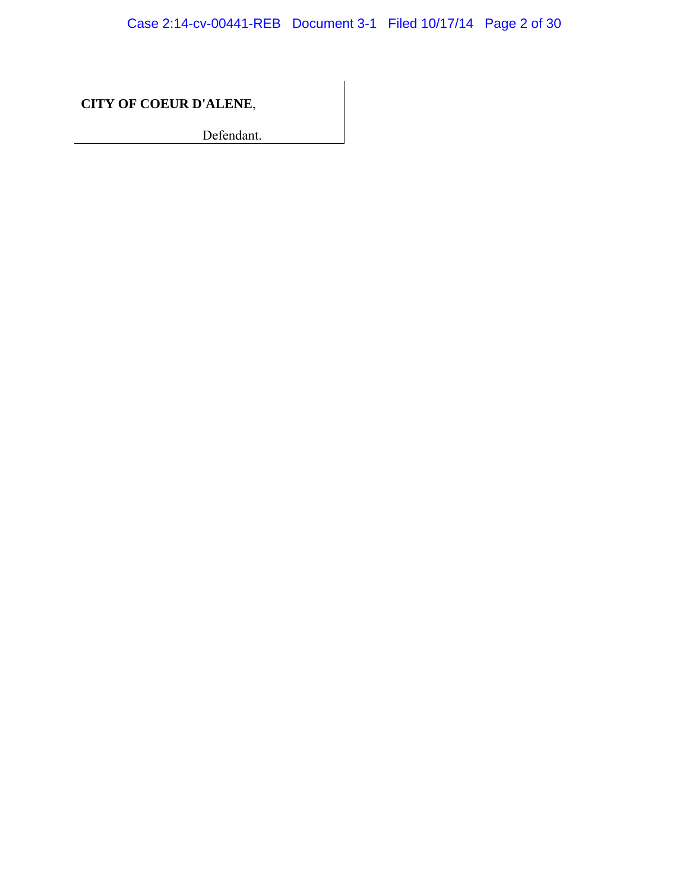**CITY OF COEUR D'ALENE**,

Defendant.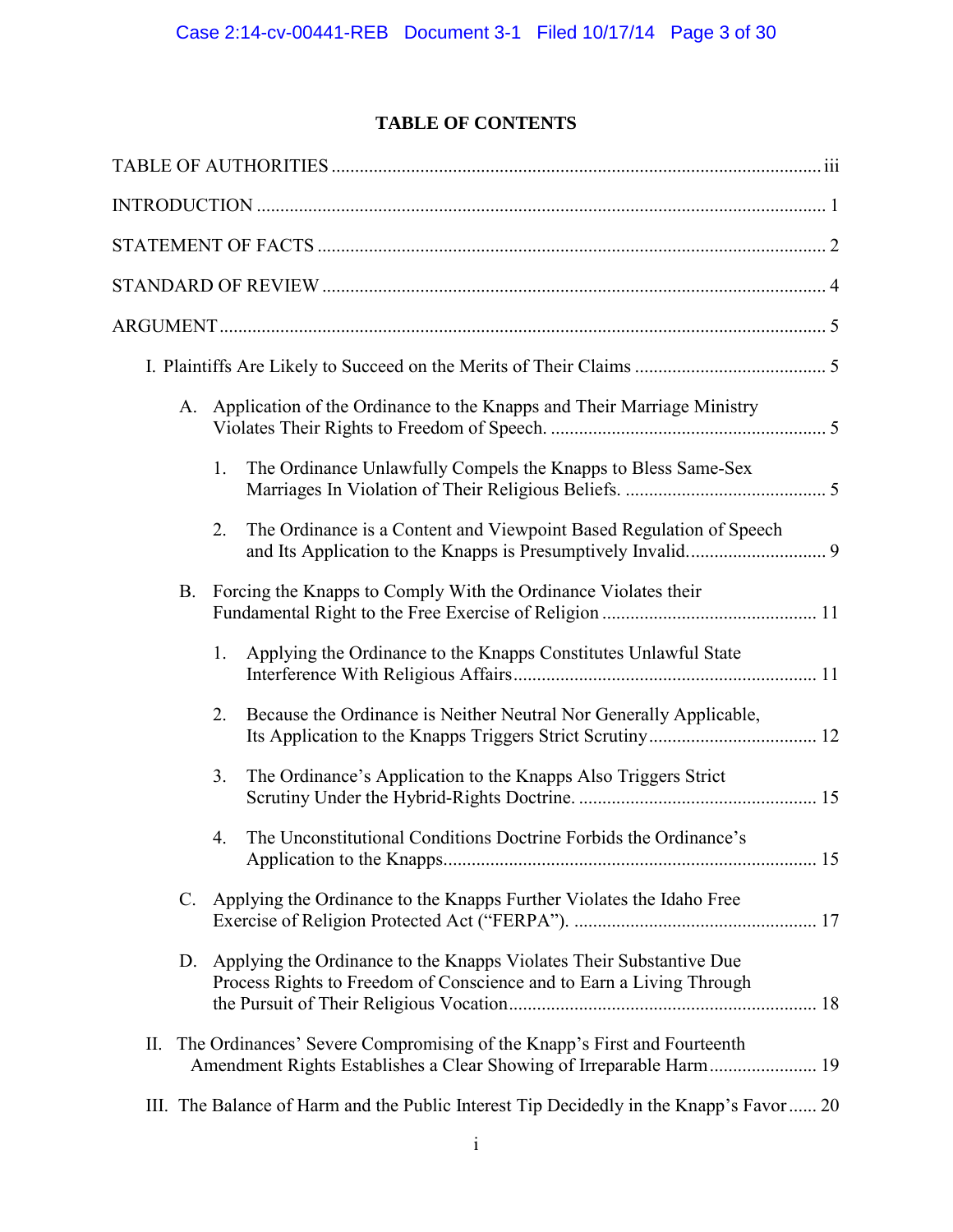# TABLE OF CONTENTS

TABLE OF AUTHORITIES ........................................................................................................ iii

INTRODUCTION ........................................................................................................................ 1

STATEMENT OF FACTS ............................................................................................................ 2

STANDARD OF REVIEW .......................................................................................................... 4

ARGUMENT ................................................................................................................................. 5

- I. Plaintiffs Are Likely to Succeed on the Merits of Their Claims ......................................... 5
  - A. Application of the Ordinance to the Knapps and Their Marriage Ministry Violates Their Rights to Freedom of Speech. ........................................................... 5
    - 1. The Ordinance Unlawfully Compels the Knapps to Bless Same-Sex Marriages In Violation of Their Religious Beliefs. ........................................... 5
    - 2. The Ordinance is a Content and Viewpoint Based Regulation of Speech and Its Application to the Knapps is Presumptively Invalid............................. 9
  - B. Forcing the Knapps to Comply With the Ordinance Violates their Fundamental Right to the Free Exercise of Religion ............................................. 11
    - 1. Applying the Ordinance to the Knapps Constitutes Unlawful State Interference With Religious Affairs................................................................ 11
    - 2. Because the Ordinance is Neither Neutral Nor Generally Applicable, Its Application to the Knapps Triggers Strict Scrutiny.................................... 12
    - 3. The Ordinance's Application to the Knapps Also Triggers Strict Scrutiny Under the Hybrid-Rights Doctrine. .................................................. 15
    - 4. The Unconstitutional Conditions Doctrine Forbids the Ordinance's Application to the Knapps............................................................................... 15
  - C. Applying the Ordinance to the Knapps Further Violates the Idaho Free Exercise of Religion Protected Act ("FERPA"). ................................................... 17
  - D. Applying the Ordinance to the Knapps Violates Their Substantive Due Process Rights to Freedom of Conscience and to Earn a Living Through the Pursuit of Their Religious Vocation................................................................. 18
- II. The Ordinances' Severe Compromising of the Knapp's First and Fourteenth Amendment Rights Establishes a Clear Showing of Irreparable Harm....................... 19
- III. The Balance of Harm and the Public Interest Tip Decidedly in the Knapp's Favor ...... 20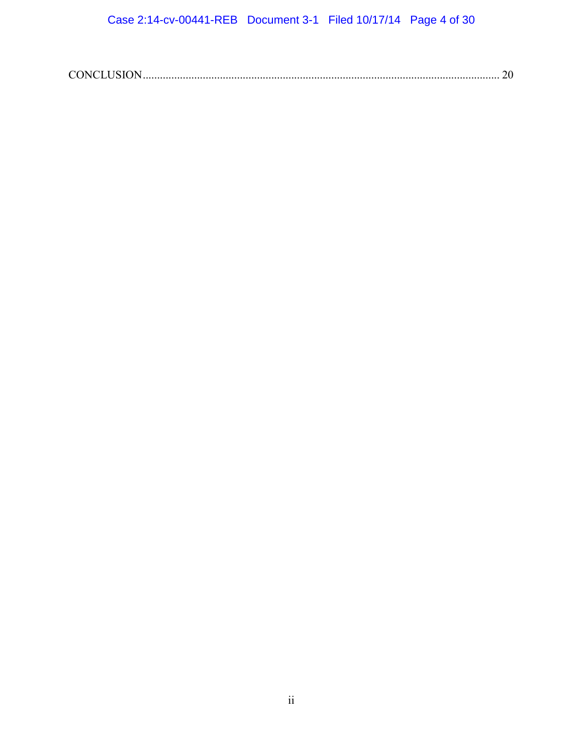CONCLUSION........................................................................................................................ 20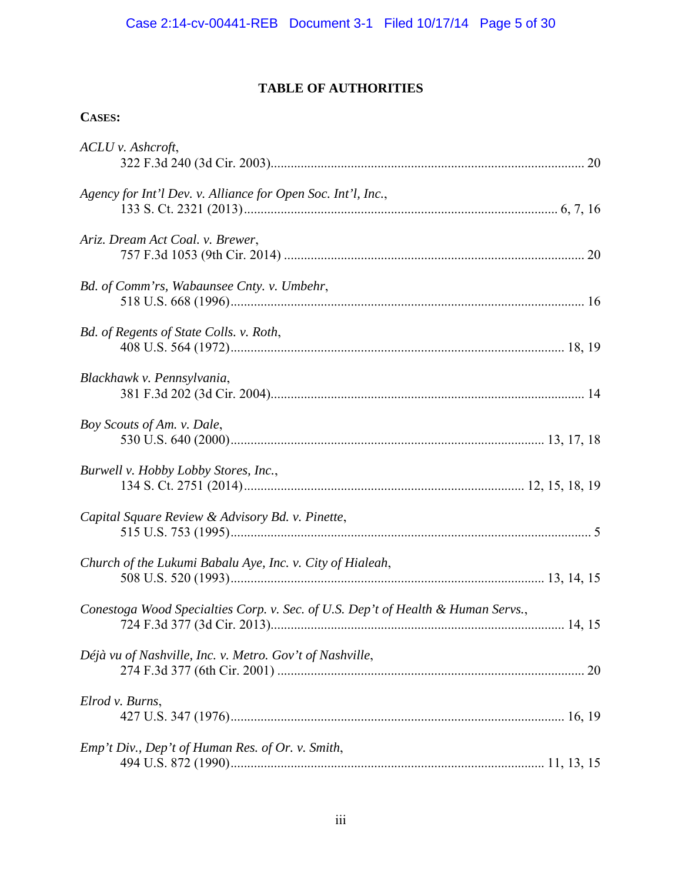## TABLE OF AUTHORITIES

**CASES:**

*ACLU v. Ashcroft*,
322 F.3d 240 (3d Cir. 2003)............................................................................................. 20

*Agency for Int'l Dev. v. Alliance for Open Soc. Int'l, Inc.*,
133 S. Ct. 2321 (2013)............................................................................................. 6, 7, 16

*Ariz. Dream Act Coal. v. Brewer*,
757 F.3d 1053 (9th Cir. 2014) ......................................................................................... 20

*Bd. of Comm'rs, Wabaunsee Cnty. v. Umbehr*,
518 U.S. 668 (1996).......................................................................................................... 16

*Bd. of Regents of State Colls. v. Roth*,
408 U.S. 564 (1972)................................................................................................... 18, 19

*Blackhawk v. Pennsylvania*,
381 F.3d 202 (3d Cir. 2004)............................................................................................. 14

*Boy Scouts of Am. v. Dale*,
530 U.S. 640 (2000)............................................................................................ 13, 17, 18

*Burwell v. Hobby Lobby Stores, Inc.*,
134 S. Ct. 2751 (2014)................................................................................... 12, 15, 18, 19

*Capital Square Review & Advisory Bd. v. Pinette*,
515 U.S. 753 (1995)............................................................................................................ 5

*Church of the Lukumi Babalu Aye, Inc. v. City of Hialeah*,
508 U.S. 520 (1993)............................................................................................ 13, 14, 15

*Conestoga Wood Specialties Corp. v. Sec. of U.S. Dep't of Health & Human Servs.*,
724 F.3d 377 (3d Cir. 2013)....................................................................................... 14, 15

*Déjà vu of Nashville, Inc. v. Metro. Gov't of Nashville*,
274 F.3d 377 (6th Cir. 2001) ........................................................................................... 20

*Elrod v. Burns*,
427 U.S. 347 (1976)................................................................................................... 16, 19

*Emp't Div., Dep't of Human Res. of Or. v. Smith*,
494 U.S. 872 (1990)............................................................................................ 11, 13, 15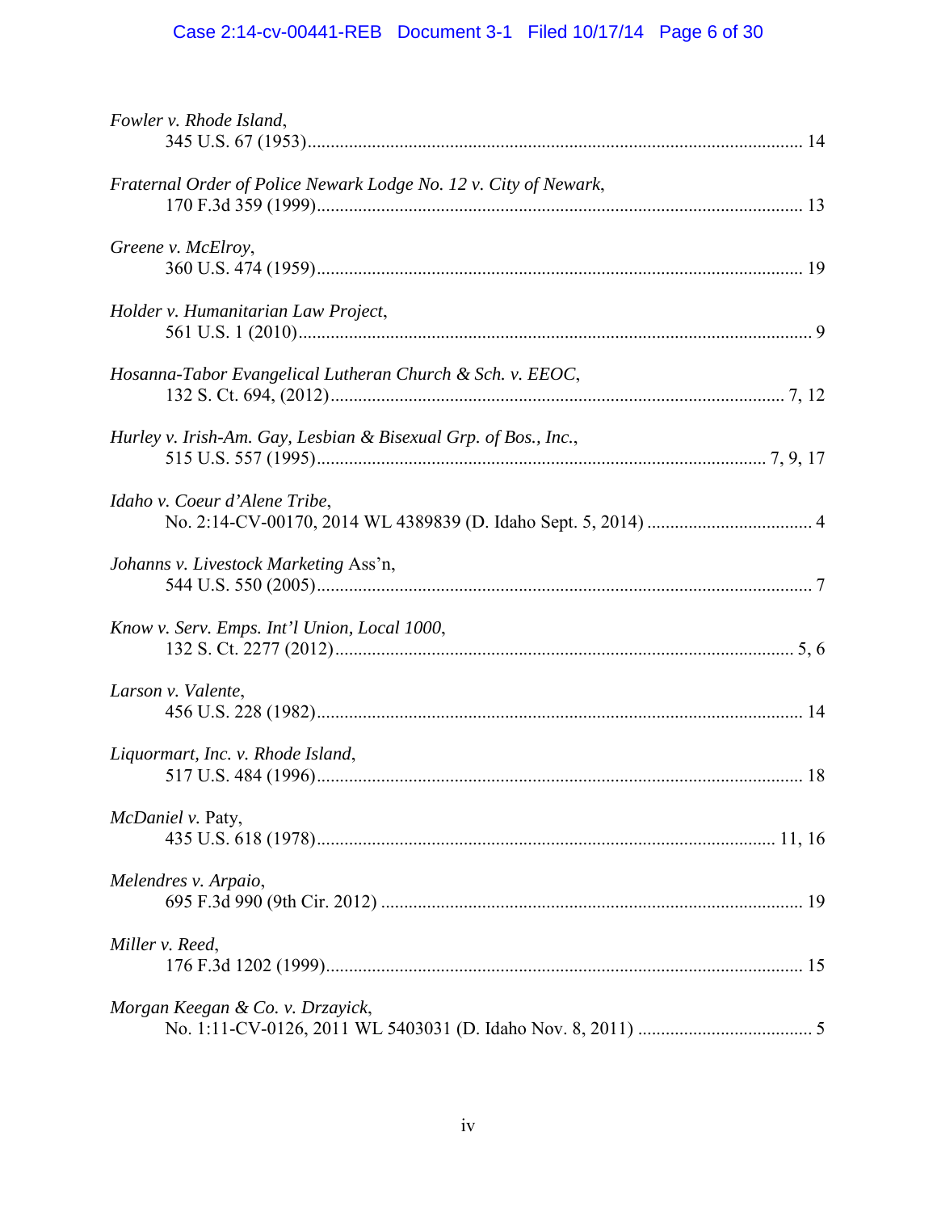*Fowler v. Rhode Island*,
345 U.S. 67 (1953).............................................................................................................. 14

*Fraternal Order of Police Newark Lodge No. 12 v. City of Newark*,
170 F.3d 359 (1999)............................................................................................................ 13

*Greene v. McElroy*,
360 U.S. 474 (1959)............................................................................................................ 19

*Holder v. Humanitarian Law Project*,
561 U.S. 1 (2010).................................................................................................................. 9

*Hosanna-Tabor Evangelical Lutheran Church & Sch. v. EEOC*,
132 S. Ct. 694, (2012)...................................................................................................... 7, 12

*Hurley v. Irish-Am. Gay, Lesbian & Bisexual Grp. of Bos., Inc.*,
515 U.S. 557 (1995)..................................................................................................... 7, 9, 17

*Idaho v. Coeur d'Alene Tribe*,
No. 2:14-CV-00170, 2014 WL 4389839 (D. Idaho Sept. 5, 2014) .................................... 4

*Johanns v. Livestock Marketing* Ass'n,
544 U.S. 550 (2005).............................................................................................................. 7

*Know v. Serv. Emps. Int'l Union, Local 1000*,
132 S. Ct. 2277 (2012)...................................................................................................... 5, 6

*Larson v. Valente*,
456 U.S. 228 (1982)............................................................................................................ 14

*Liquormart, Inc. v. Rhode Island*,
517 U.S. 484 (1996)............................................................................................................ 18

*McDaniel v.* Paty,
435 U.S. 618 (1978)....................................................................................................... 11, 16

*Melendres v. Arpaio*,
695 F.3d 990 (9th Cir. 2012) ............................................................................................ 19

*Miller v. Reed*,
176 F.3d 1202 (1999).......................................................................................................... 15

*Morgan Keegan & Co. v. Drzayick*,
No. 1:11-CV-0126, 2011 WL 5403031 (D. Idaho Nov. 8, 2011) ...................................... 5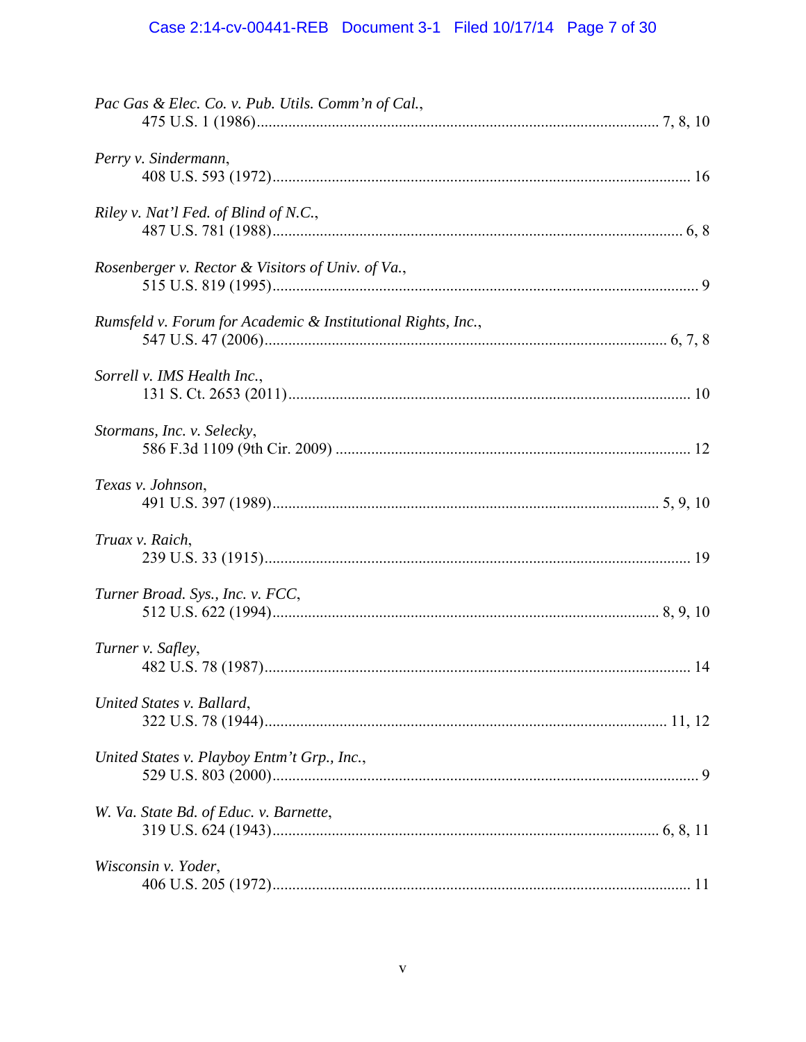*Pac Gas & Elec. Co. v. Pub. Utils. Comm'n of Cal.*,
475 U.S. 1 (1986)....................................................................................................7, 8, 10

*Perry v. Sindermann*,
408 U.S. 593 (1972)..........................................................................................................16

*Riley v. Nat'l Fed. of Blind of N.C.*,
487 U.S. 781 (1988)........................................................................................................6, 8

*Rosenberger v. Rector & Visitors of Univ. of Va.*,
515 U.S. 819 (1995)............................................................................................................9

*Rumsfeld v. Forum for Academic & Institutional Rights, Inc.*,
547 U.S. 47 (2006).....................................................................................................6, 7, 8

*Sorrell v. IMS Health Inc.*,
131 S. Ct. 2653 (2011)......................................................................................................10

*Stormans, Inc. v. Selecky*,
586 F.3d 1109 (9th Cir. 2009) .........................................................................................12

*Texas v. Johnson*,
491 U.S. 397 (1989)..................................................................................................5, 9, 10

*Truax v. Raich*,
239 U.S. 33 (1915)............................................................................................................19

*Turner Broad. Sys., Inc. v. FCC*,
512 U.S. 622 (1994)..................................................................................................8, 9, 10

*Turner v. Safley*,
482 U.S. 78 (1987)............................................................................................................14

*United States v. Ballard*,
322 U.S. 78 (1944)......................................................................................................11, 12

*United States v. Playboy Entm't Grp., Inc.*,
529 U.S. 803 (2000)............................................................................................................9

*W. Va. State Bd. of Educ. v. Barnette*,
319 U.S. 624 (1943)..................................................................................................6, 8, 11

*Wisconsin v. Yoder*,
406 U.S. 205 (1972)..........................................................................................................11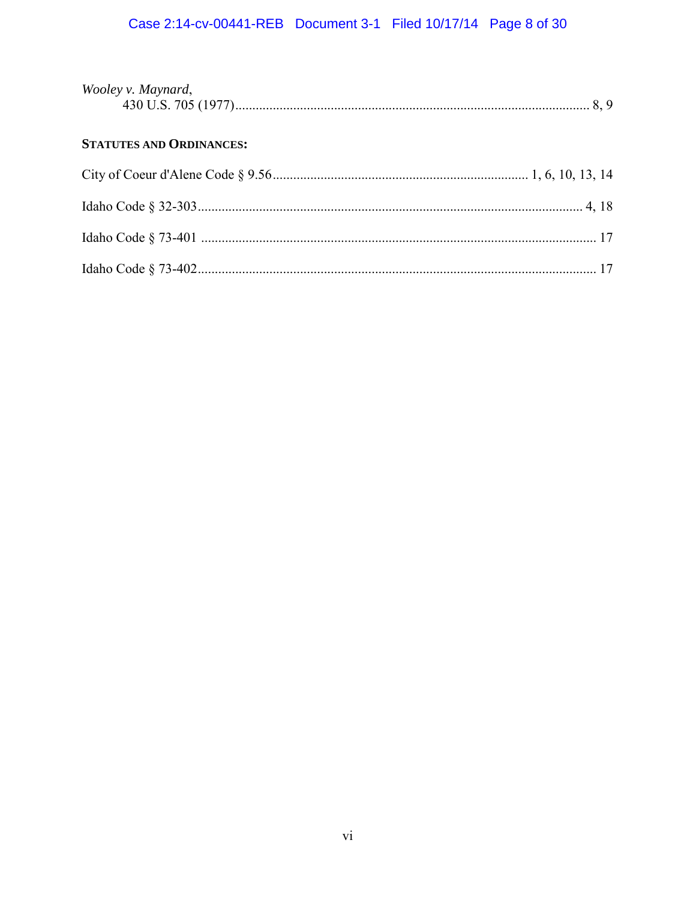*Wooley v. Maynard*,
430 U.S. 705 (1977)........................................................................................................ 8, 9

**STATUTES AND ORDINANCES:**

City of Coeur d'Alene Code § 9.56.......................................................................... 1, 6, 10, 13, 14

Idaho Code § 32-303................................................................................................................. 4, 18

Idaho Code § 73-401 ................................................................................................................... 17

Idaho Code § 73-402.................................................................................................................... 17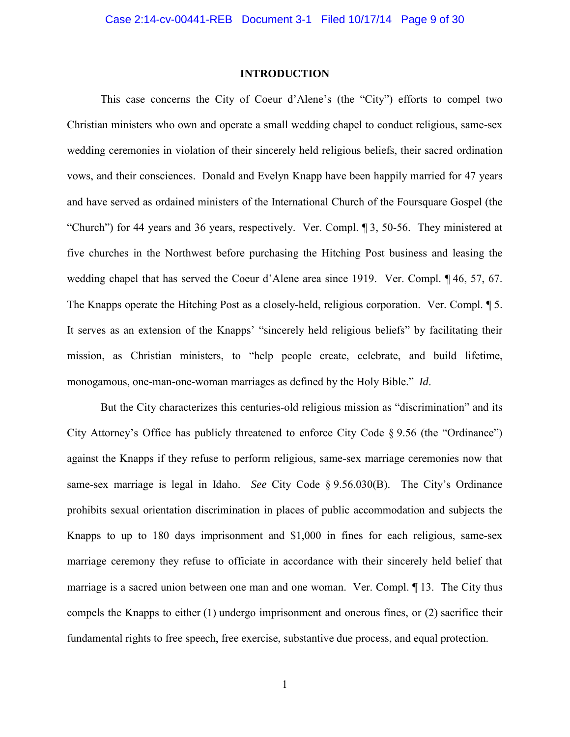## INTRODUCTION

This case concerns the City of Coeur d'Alene's (the "City") efforts to compel two Christian ministers who own and operate a small wedding chapel to conduct religious, same-sex wedding ceremonies in violation of their sincerely held religious beliefs, their sacred ordination vows, and their consciences. Donald and Evelyn Knapp have been happily married for 47 years and have served as ordained ministers of the International Church of the Foursquare Gospel (the "Church") for 44 years and 36 years, respectively. Ver. Compl. ¶ 3, 50-56. They ministered at five churches in the Northwest before purchasing the Hitching Post business and leasing the wedding chapel that has served the Coeur d'Alene area since 1919. Ver. Compl. ¶ 46, 57, 67. The Knapps operate the Hitching Post as a closely-held, religious corporation. Ver. Compl. ¶ 5. It serves as an extension of the Knapps' "sincerely held religious beliefs" by facilitating their mission, as Christian ministers, to "help people create, celebrate, and build lifetime, monogamous, one-man-one-woman marriages as defined by the Holy Bible." *Id*.

But the City characterizes this centuries-old religious mission as "discrimination" and its City Attorney's Office has publicly threatened to enforce City Code § 9.56 (the "Ordinance") against the Knapps if they refuse to perform religious, same-sex marriage ceremonies now that same-sex marriage is legal in Idaho. *See* City Code § 9.56.030(B). The City's Ordinance prohibits sexual orientation discrimination in places of public accommodation and subjects the Knapps to up to 180 days imprisonment and $1,000 in fines for each religious, same-sex marriage ceremony they refuse to officiate in accordance with their sincerely held belief that marriage is a sacred union between one man and one woman. Ver. Compl. ¶ 13. The City thus compels the Knapps to either (1) undergo imprisonment and onerous fines, or (2) sacrifice their fundamental rights to free speech, free exercise, substantive due process, and equal protection.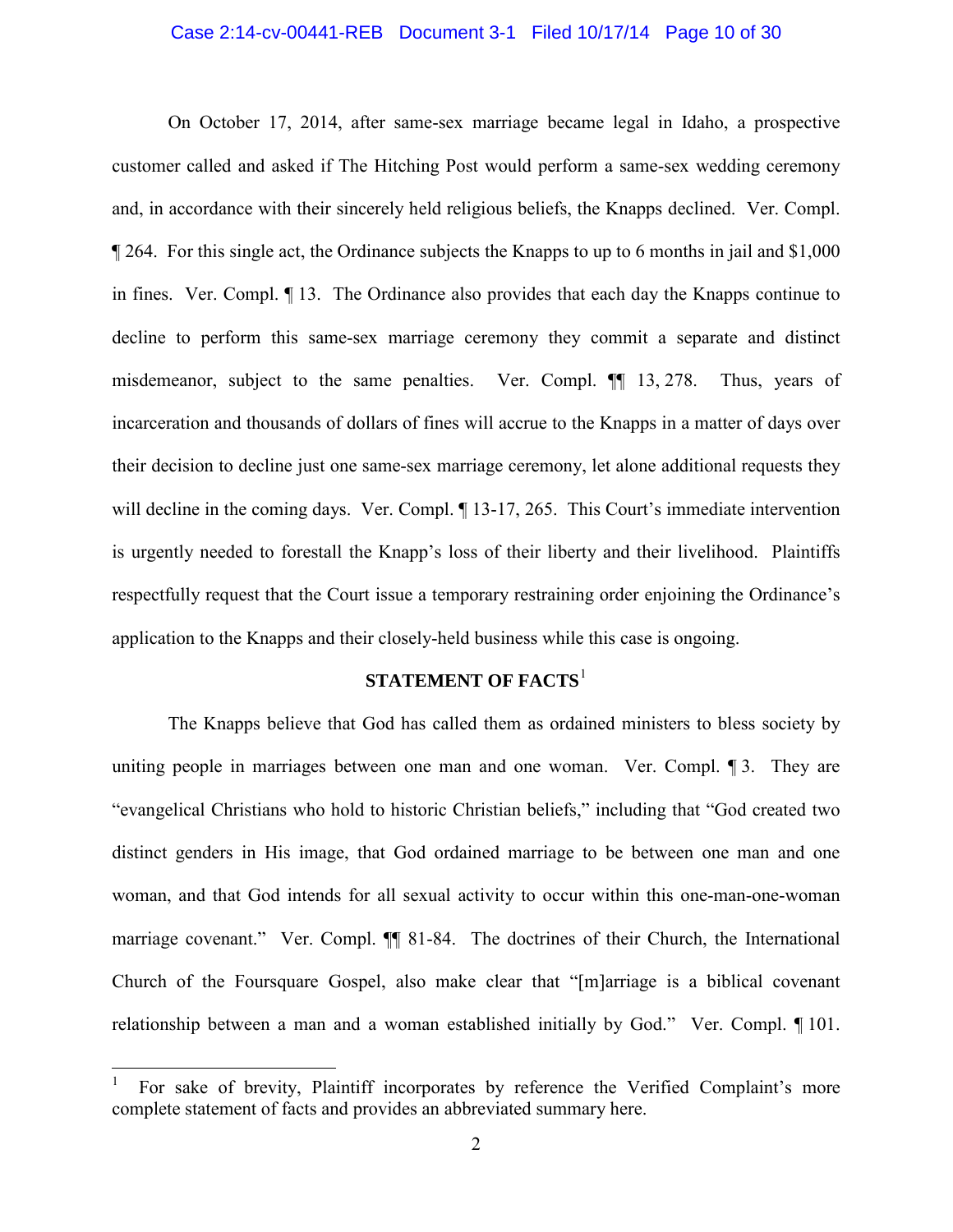On October 17, 2014, after same-sex marriage became legal in Idaho, a prospective customer called and asked if The Hitching Post would perform a same-sex wedding ceremony and, in accordance with their sincerely held religious beliefs, the Knapps declined. Ver. Compl. ¶ 264. For this single act, the Ordinance subjects the Knapps to up to 6 months in jail and $1,000 in fines. Ver. Compl. ¶ 13. The Ordinance also provides that each day the Knapps continue to decline to perform this same-sex marriage ceremony they commit a separate and distinct misdemeanor, subject to the same penalties. Ver. Compl. ¶¶ 13, 278. Thus, years of incarceration and thousands of dollars of fines will accrue to the Knapps in a matter of days over their decision to decline just one same-sex marriage ceremony, let alone additional requests they will decline in the coming days. Ver. Compl. ¶ 13-17, 265. This Court's immediate intervention is urgently needed to forestall the Knapp's loss of their liberty and their livelihood. Plaintiffs respectfully request that the Court issue a temporary restraining order enjoining the Ordinance's application to the Knapps and their closely-held business while this case is ongoing.

## STATEMENT OF FACTS[1]

The Knapps believe that God has called them as ordained ministers to bless society by uniting people in marriages between one man and one woman. Ver. Compl. ¶ 3. They are "evangelical Christians who hold to historic Christian beliefs," including that "God created two distinct genders in His image, that God ordained marriage to be between one man and one woman, and that God intends for all sexual activity to occur within this one-man-one-woman marriage covenant." Ver. Compl. ¶¶ 81-84. The doctrines of their Church, the International Church of the Foursquare Gospel, also make clear that "[m]arriage is a biblical covenant relationship between a man and a woman established initially by God." Ver. Compl. ¶ 101.

---

[1] For sake of brevity, Plaintiff incorporates by reference the Verified Complaint's more complete statement of facts and provides an abbreviated summary here.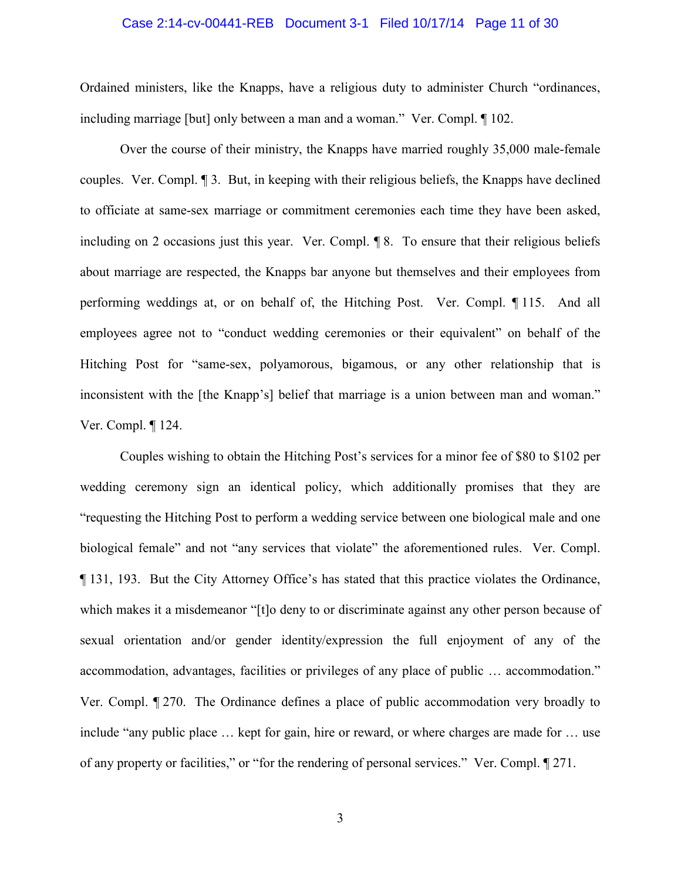Ordained ministers, like the Knapps, have a religious duty to administer Church "ordinances, including marriage [but] only between a man and a woman." Ver. Compl. ¶ 102.

Over the course of their ministry, the Knapps have married roughly 35,000 male-female couples. Ver. Compl. ¶ 3. But, in keeping with their religious beliefs, the Knapps have declined to officiate at same-sex marriage or commitment ceremonies each time they have been asked, including on 2 occasions just this year. Ver. Compl. ¶ 8. To ensure that their religious beliefs about marriage are respected, the Knapps bar anyone but themselves and their employees from performing weddings at, or on behalf of, the Hitching Post. Ver. Compl. ¶ 115. And all employees agree not to "conduct wedding ceremonies or their equivalent" on behalf of the Hitching Post for "same-sex, polyamorous, bigamous, or any other relationship that is inconsistent with the [the Knapp's] belief that marriage is a union between man and woman." Ver. Compl. ¶ 124.

Couples wishing to obtain the Hitching Post's services for a minor fee of $80 to $102 per wedding ceremony sign an identical policy, which additionally promises that they are "requesting the Hitching Post to perform a wedding service between one biological male and one biological female" and not "any services that violate" the aforementioned rules. Ver. Compl. ¶ 131, 193. But the City Attorney Office's has stated that this practice violates the Ordinance, which makes it a misdemeanor "[t]o deny to or discriminate against any other person because of sexual orientation and/or gender identity/expression the full enjoyment of any of the accommodation, advantages, facilities or privileges of any place of public … accommodation." Ver. Compl. ¶ 270. The Ordinance defines a place of public accommodation very broadly to include "any public place … kept for gain, hire or reward, or where charges are made for … use of any property or facilities," or "for the rendering of personal services." Ver. Compl. ¶ 271.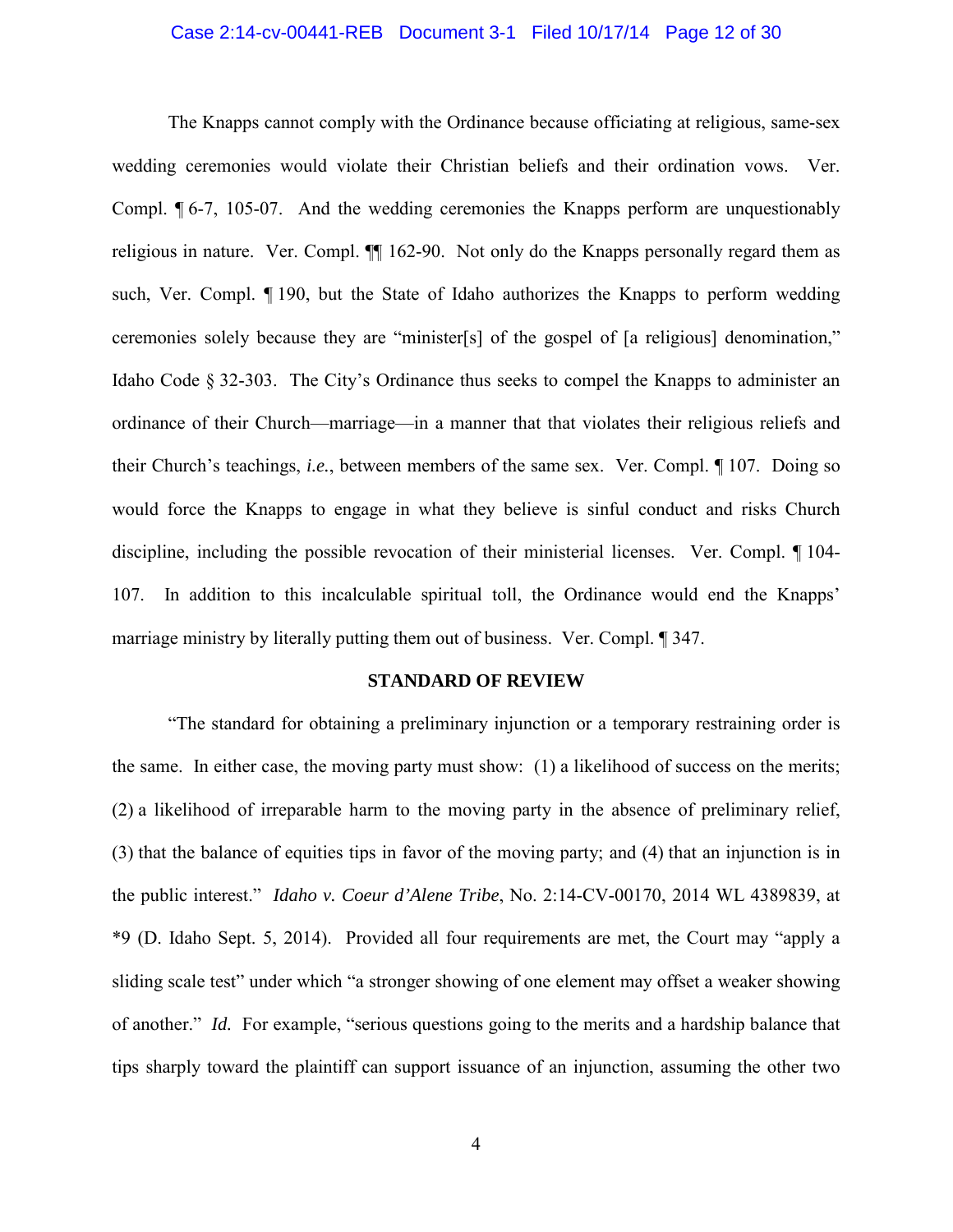The Knapps cannot comply with the Ordinance because officiating at religious, same-sex wedding ceremonies would violate their Christian beliefs and their ordination vows. Ver. Compl. ¶ 6-7, 105-07. And the wedding ceremonies the Knapps perform are unquestionably religious in nature. Ver. Compl. ¶¶ 162-90. Not only do the Knapps personally regard them as such, Ver. Compl. ¶ 190, but the State of Idaho authorizes the Knapps to perform wedding ceremonies solely because they are "minister[s] of the gospel of [a religious] denomination," Idaho Code § 32-303. The City's Ordinance thus seeks to compel the Knapps to administer an ordinance of their Church—marriage—in a manner that that violates their religious reliefs and their Church's teachings, *i.e.*, between members of the same sex. Ver. Compl. ¶ 107. Doing so would force the Knapps to engage in what they believe is sinful conduct and risks Church discipline, including the possible revocation of their ministerial licenses. Ver. Compl. ¶ 104-107. In addition to this incalculable spiritual toll, the Ordinance would end the Knapps' marriage ministry by literally putting them out of business. Ver. Compl. ¶ 347.

## STANDARD OF REVIEW

"The standard for obtaining a preliminary injunction or a temporary restraining order is the same. In either case, the moving party must show: (1) a likelihood of success on the merits; (2) a likelihood of irreparable harm to the moving party in the absence of preliminary relief, (3) that the balance of equities tips in favor of the moving party; and (4) that an injunction is in the public interest." *Idaho v. Coeur d'Alene Tribe*, No. 2:14-CV-00170, 2014 WL 4389839, at *9 (D. Idaho Sept. 5, 2014). Provided all four requirements are met, the Court may "apply a sliding scale test" under which "a stronger showing of one element may offset a weaker showing of another." *Id.* For example, "serious questions going to the merits and a hardship balance that tips sharply toward the plaintiff can support issuance of an injunction, assuming the other two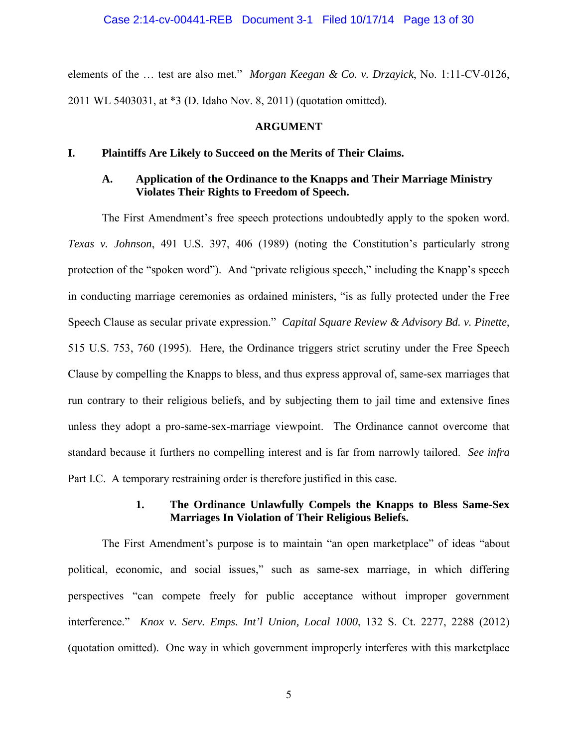elements of the … test are also met." *Morgan Keegan & Co. v. Drzayick*, No. 1:11-CV-0126, 2011 WL 5403031, at *3 (D. Idaho Nov. 8, 2011) (quotation omitted).

## ARGUMENT

### I. Plaintiffs Are Likely to Succeed on the Merits of Their Claims.

#### A. Application of the Ordinance to the Knapps and Their Marriage Ministry Violates Their Rights to Freedom of Speech.

The First Amendment's free speech protections undoubtedly apply to the spoken word. *Texas v. Johnson*, 491 U.S. 397, 406 (1989) (noting the Constitution's particularly strong protection of the "spoken word"). And "private religious speech," including the Knapp's speech in conducting marriage ceremonies as ordained ministers, "is as fully protected under the Free Speech Clause as secular private expression." *Capital Square Review & Advisory Bd. v. Pinette*, 515 U.S. 753, 760 (1995). Here, the Ordinance triggers strict scrutiny under the Free Speech Clause by compelling the Knapps to bless, and thus express approval of, same-sex marriages that run contrary to their religious beliefs, and by subjecting them to jail time and extensive fines unless they adopt a pro-same-sex-marriage viewpoint. The Ordinance cannot overcome that standard because it furthers no compelling interest and is far from narrowly tailored. *See infra* Part I.C. A temporary restraining order is therefore justified in this case.

##### 1. The Ordinance Unlawfully Compels the Knapps to Bless Same-Sex Marriages In Violation of Their Religious Beliefs.

The First Amendment's purpose is to maintain "an open marketplace" of ideas "about political, economic, and social issues," such as same-sex marriage, in which differing perspectives "can compete freely for public acceptance without improper government interference." *Knox v. Serv. Emps. Int'l Union, Local 1000*, 132 S. Ct. 2277, 2288 (2012) (quotation omitted). One way in which government improperly interferes with this marketplace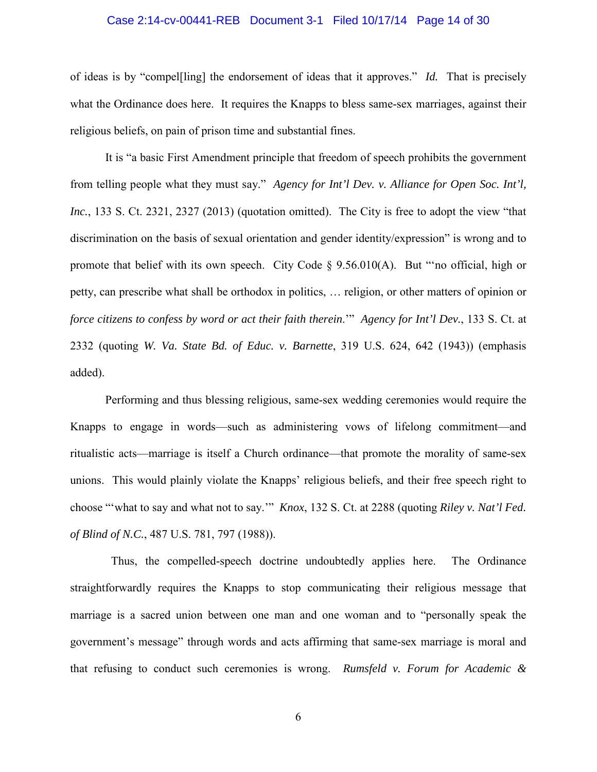of ideas is by "compel[ling] the endorsement of ideas that it approves." *Id.* That is precisely what the Ordinance does here. It requires the Knapps to bless same-sex marriages, against their religious beliefs, on pain of prison time and substantial fines.

It is "a basic First Amendment principle that freedom of speech prohibits the government from telling people what they must say." *Agency for Int'l Dev. v. Alliance for Open Soc. Int'l, Inc.*, 133 S. Ct. 2321, 2327 (2013) (quotation omitted). The City is free to adopt the view "that discrimination on the basis of sexual orientation and gender identity/expression" is wrong and to promote that belief with its own speech. City Code § 9.56.010(A). But "'no official, high or petty, can prescribe what shall be orthodox in politics, … religion, or other matters of opinion or *force citizens to confess by word or act their faith therein*.'" *Agency for Int'l Dev.*, 133 S. Ct. at 2332 (quoting *W. Va. State Bd. of Educ. v. Barnette*, 319 U.S. 624, 642 (1943)) (emphasis added).

Performing and thus blessing religious, same-sex wedding ceremonies would require the Knapps to engage in words—such as administering vows of lifelong commitment—and ritualistic acts—marriage is itself a Church ordinance—that promote the morality of same-sex unions. This would plainly violate the Knapps' religious beliefs, and their free speech right to choose "'what to say and what not to say.'" *Knox*, 132 S. Ct. at 2288 (quoting *Riley v. Nat'l Fed. of Blind of N.C.*, 487 U.S. 781, 797 (1988)).

Thus, the compelled-speech doctrine undoubtedly applies here. The Ordinance straightforwardly requires the Knapps to stop communicating their religious message that marriage is a sacred union between one man and one woman and to "personally speak the government's message" through words and acts affirming that same-sex marriage is moral and that refusing to conduct such ceremonies is wrong. *Rumsfeld v. Forum for Academic &*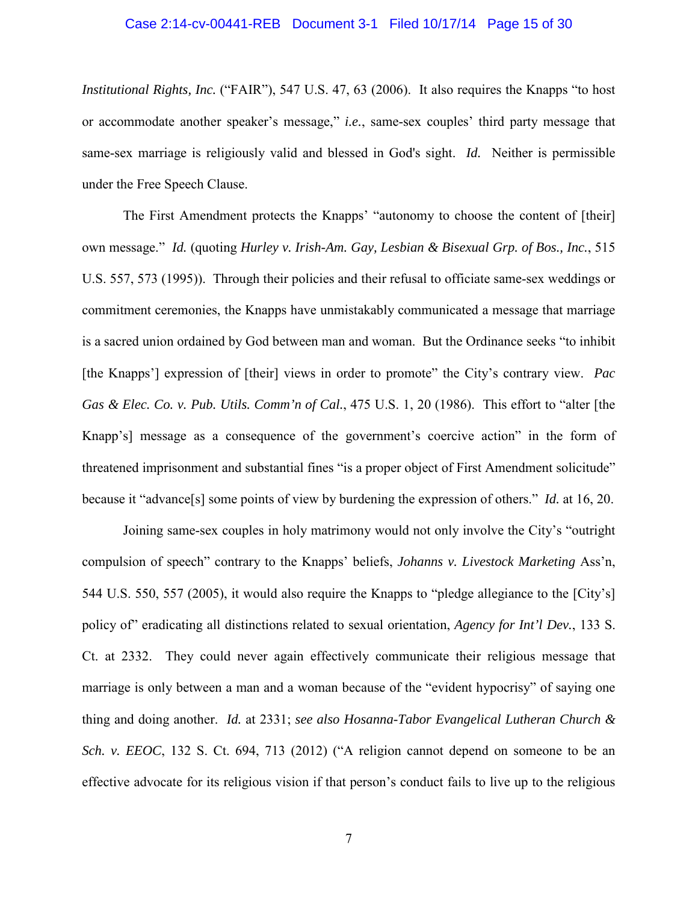*Institutional Rights, Inc.* ("FAIR"), 547 U.S. 47, 63 (2006). It also requires the Knapps "to host or accommodate another speaker's message," ***i.e.***, same-sex couples' third party message that same-sex marriage is religiously valid and blessed in God's sight. *Id.* Neither is permissible under the Free Speech Clause.

The First Amendment protects the Knapps' "autonomy to choose the content of [their] own message." *Id.* (quoting *Hurley v. Irish-Am. Gay, Lesbian & Bisexual Grp. of Bos., Inc.*, 515 U.S. 557, 573 (1995)). Through their policies and their refusal to officiate same-sex weddings or commitment ceremonies, the Knapps have unmistakably communicated a message that marriage is a sacred union ordained by God between man and woman. But the Ordinance seeks "to inhibit [the Knapps'] expression of [their] views in order to promote" the City's contrary view. *Pac Gas & Elec. Co. v. Pub. Utils. Comm'n of Cal.*, 475 U.S. 1, 20 (1986). This effort to "alter [the Knapp's] message as a consequence of the government's coercive action" in the form of threatened imprisonment and substantial fines "is a proper object of First Amendment solicitude" because it "advance[s] some points of view by burdening the expression of others." *Id.* at 16, 20.

Joining same-sex couples in holy matrimony would not only involve the City's "outright compulsion of speech" contrary to the Knapps' beliefs, *Johanns v. Livestock Marketing* Ass'n, 544 U.S. 550, 557 (2005), it would also require the Knapps to "pledge allegiance to the [City's] policy of" eradicating all distinctions related to sexual orientation, *Agency for Int'l Dev.*, 133 S. Ct. at 2332. They could never again effectively communicate their religious message that marriage is only between a man and a woman because of the "evident hypocrisy" of saying one thing and doing another. *Id.* at 2331; *see also Hosanna-Tabor Evangelical Lutheran Church & Sch. v. EEOC*, 132 S. Ct. 694, 713 (2012) ("A religion cannot depend on someone to be an effective advocate for its religious vision if that person's conduct fails to live up to the religious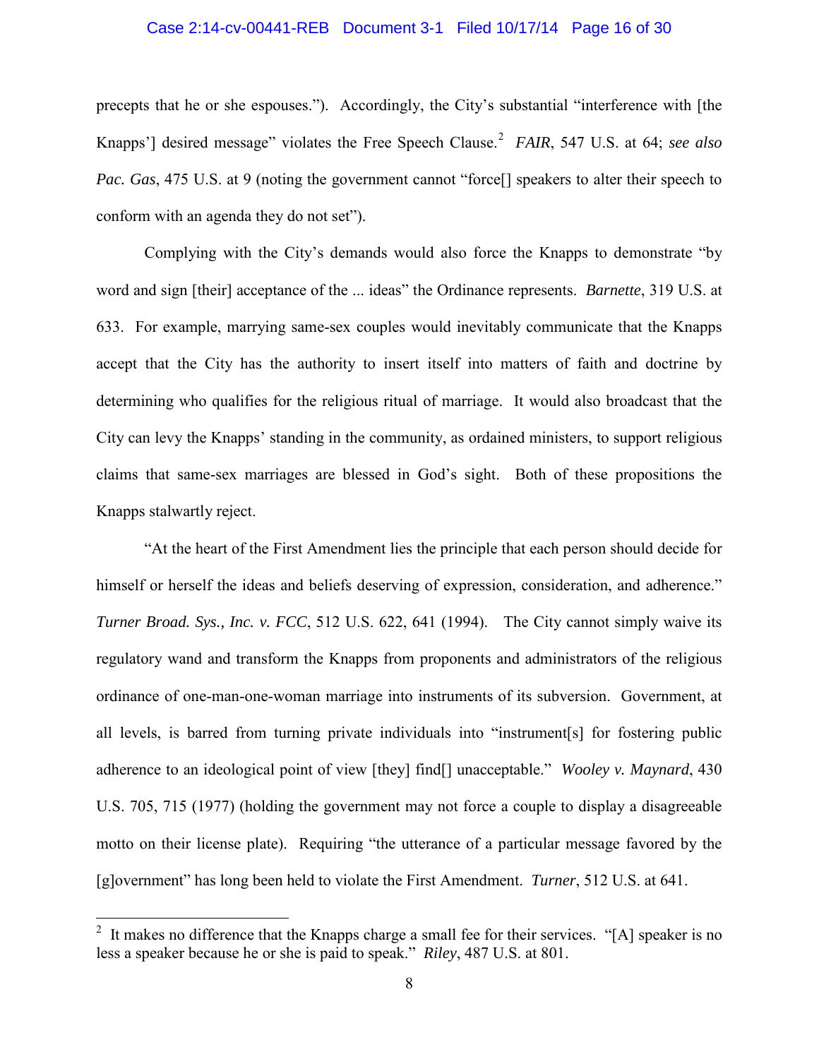precepts that he or she espouses."). Accordingly, the City's substantial "interference with [the Knapps'] desired message" violates the Free Speech Clause.[2] *FAIR*, 547 U.S. at 64; *see also Pac. Gas*, 475 U.S. at 9 (noting the government cannot "force[] speakers to alter their speech to conform with an agenda they do not set").

Complying with the City's demands would also force the Knapps to demonstrate "by word and sign [their] acceptance of the ... ideas" the Ordinance represents. *Barnette*, 319 U.S. at 633. For example, marrying same-sex couples would inevitably communicate that the Knapps accept that the City has the authority to insert itself into matters of faith and doctrine by determining who qualifies for the religious ritual of marriage. It would also broadcast that the City can levy the Knapps' standing in the community, as ordained ministers, to support religious claims that same-sex marriages are blessed in God's sight. Both of these propositions the Knapps stalwartly reject.

"At the heart of the First Amendment lies the principle that each person should decide for himself or herself the ideas and beliefs deserving of expression, consideration, and adherence." *Turner Broad. Sys., Inc. v. FCC*, 512 U.S. 622, 641 (1994). The City cannot simply waive its regulatory wand and transform the Knapps from proponents and administrators of the religious ordinance of one-man-one-woman marriage into instruments of its subversion. Government, at all levels, is barred from turning private individuals into "instrument[s] for fostering public adherence to an ideological point of view [they] find[] unacceptable." *Wooley v. Maynard*, 430 U.S. 705, 715 (1977) (holding the government may not force a couple to display a disagreeable motto on their license plate). Requiring "the utterance of a particular message favored by the [g]overnment" has long been held to violate the First Amendment. *Turner*, 512 U.S. at 641.

---

[2] It makes no difference that the Knapps charge a small fee for their services. "[A] speaker is no less a speaker because he or she is paid to speak." *Riley*, 487 U.S. at 801.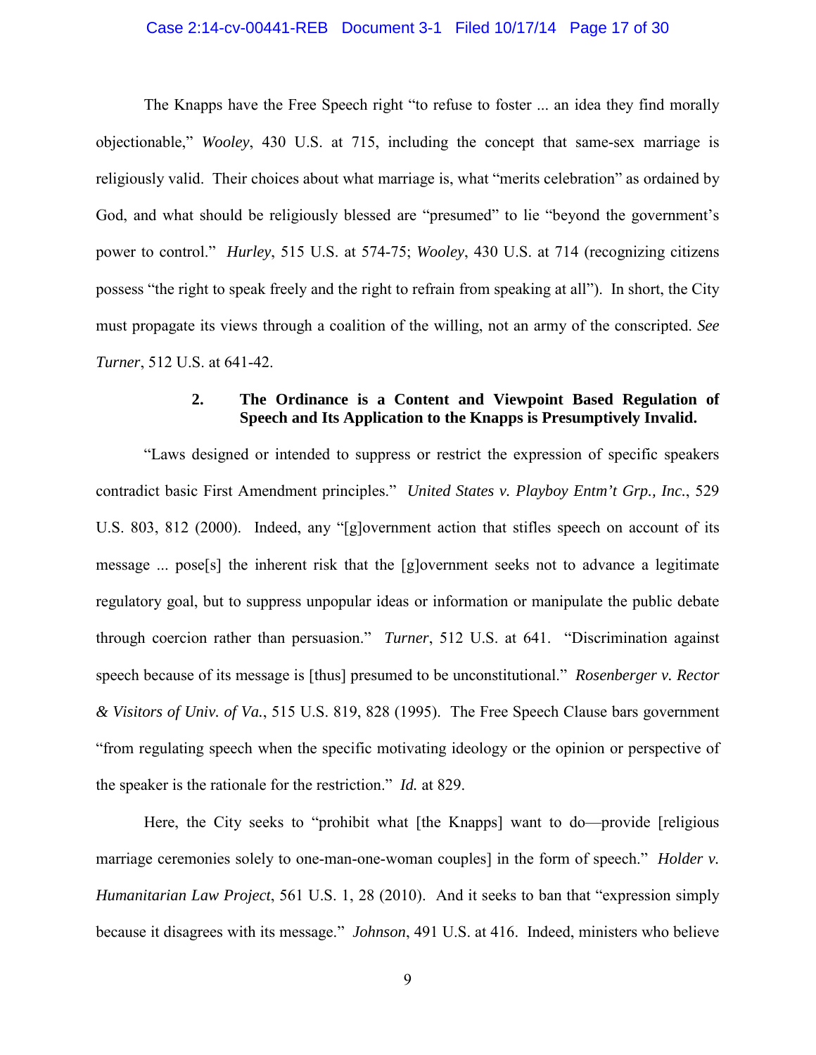The Knapps have the Free Speech right "to refuse to foster ... an idea they find morally objectionable," *Wooley*, 430 U.S. at 715, including the concept that same-sex marriage is religiously valid. Their choices about what marriage is, what "merits celebration" as ordained by God, and what should be religiously blessed are "presumed" to lie "beyond the government's power to control." *Hurley*, 515 U.S. at 574-75; *Wooley*, 430 U.S. at 714 (recognizing citizens possess "the right to speak freely and the right to refrain from speaking at all"). In short, the City must propagate its views through a coalition of the willing, not an army of the conscripted. *See Turner*, 512 U.S. at 641-42.

### 2. The Ordinance is a Content and Viewpoint Based Regulation of Speech and Its Application to the Knapps is Presumptively Invalid.

"Laws designed or intended to suppress or restrict the expression of specific speakers contradict basic First Amendment principles." *United States v. Playboy Entm't Grp., Inc.*, 529 U.S. 803, 812 (2000). Indeed, any "[g]overnment action that stifles speech on account of its message ... pose[s] the inherent risk that the [g]overnment seeks not to advance a legitimate regulatory goal, but to suppress unpopular ideas or information or manipulate the public debate through coercion rather than persuasion." *Turner*, 512 U.S. at 641. "Discrimination against speech because of its message is [thus] presumed to be unconstitutional." *Rosenberger v. Rector & Visitors of Univ. of Va.*, 515 U.S. 819, 828 (1995). The Free Speech Clause bars government "from regulating speech when the specific motivating ideology or the opinion or perspective of the speaker is the rationale for the restriction." *Id.* at 829.

Here, the City seeks to "prohibit what [the Knapps] want to do—provide [religious marriage ceremonies solely to one-man-one-woman couples] in the form of speech." *Holder v. Humanitarian Law Project*, 561 U.S. 1, 28 (2010). And it seeks to ban that "expression simply because it disagrees with its message." *Johnson*, 491 U.S. at 416. Indeed, ministers who believe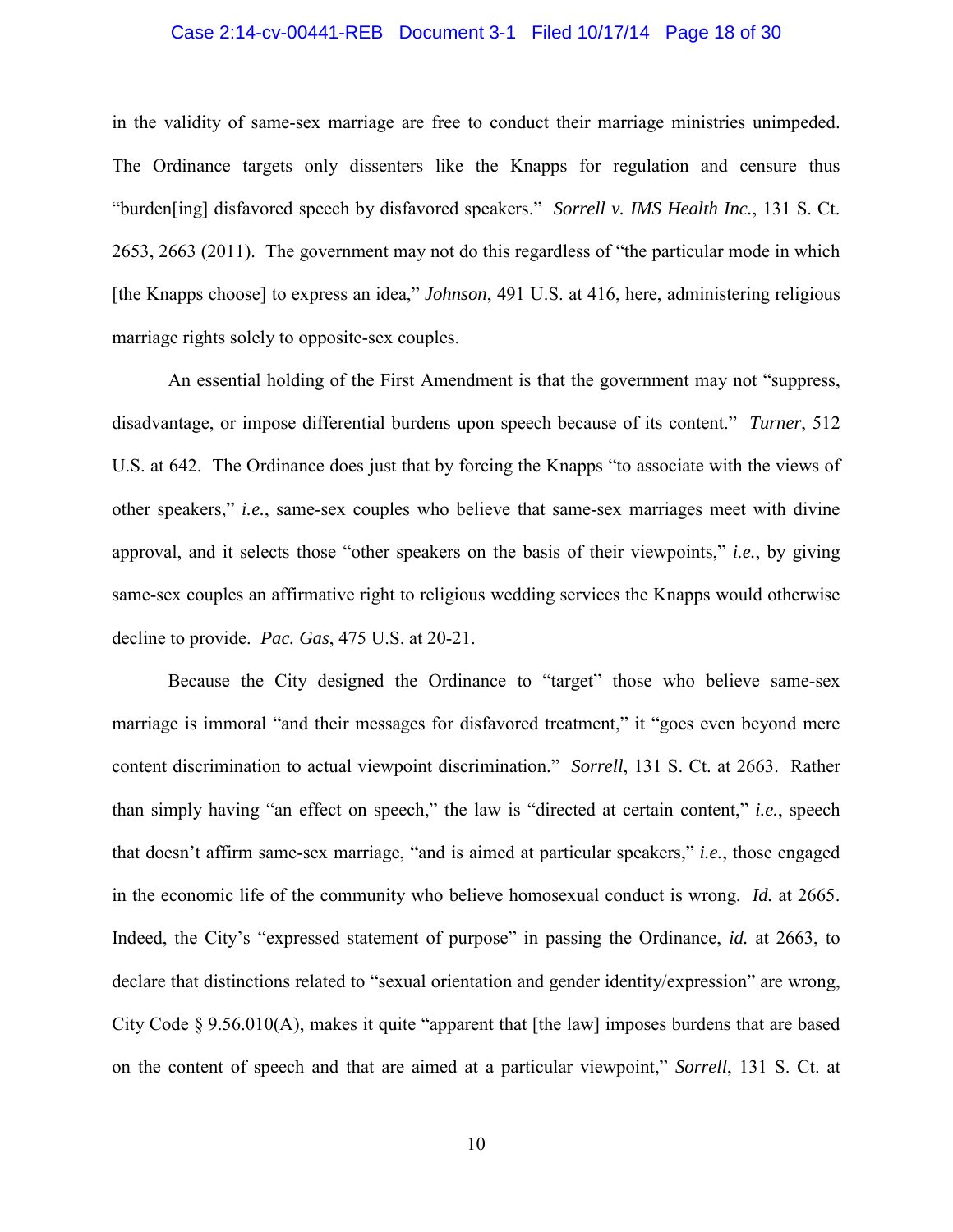in the validity of same-sex marriage are free to conduct their marriage ministries unimpeded. The Ordinance targets only dissenters like the Knapps for regulation and censure thus "burden[ing] disfavored speech by disfavored speakers." *Sorrell v. IMS Health Inc.*, 131 S. Ct. 2653, 2663 (2011). The government may not do this regardless of "the particular mode in which [the Knapps choose] to express an idea," *Johnson*, 491 U.S. at 416, here, administering religious marriage rights solely to opposite-sex couples.

An essential holding of the First Amendment is that the government may not "suppress, disadvantage, or impose differential burdens upon speech because of its content." *Turner*, 512 U.S. at 642. The Ordinance does just that by forcing the Knapps "to associate with the views of other speakers," *i.e.*, same-sex couples who believe that same-sex marriages meet with divine approval, and it selects those "other speakers on the basis of their viewpoints," *i.e.*, by giving same-sex couples an affirmative right to religious wedding services the Knapps would otherwise decline to provide. *Pac. Gas*, 475 U.S. at 20-21.

Because the City designed the Ordinance to "target" those who believe same-sex marriage is immoral "and their messages for disfavored treatment," it "goes even beyond mere content discrimination to actual viewpoint discrimination." *Sorrell*, 131 S. Ct. at 2663. Rather than simply having "an effect on speech," the law is "directed at certain content," *i.e.*, speech that doesn't affirm same-sex marriage, "and is aimed at particular speakers," *i.e.*, those engaged in the economic life of the community who believe homosexual conduct is wrong. *Id.* at 2665. Indeed, the City's "expressed statement of purpose" in passing the Ordinance, *id.* at 2663, to declare that distinctions related to "sexual orientation and gender identity/expression" are wrong, City Code § 9.56.010(A), makes it quite "apparent that [the law] imposes burdens that are based on the content of speech and that are aimed at a particular viewpoint," *Sorrell*, 131 S. Ct. at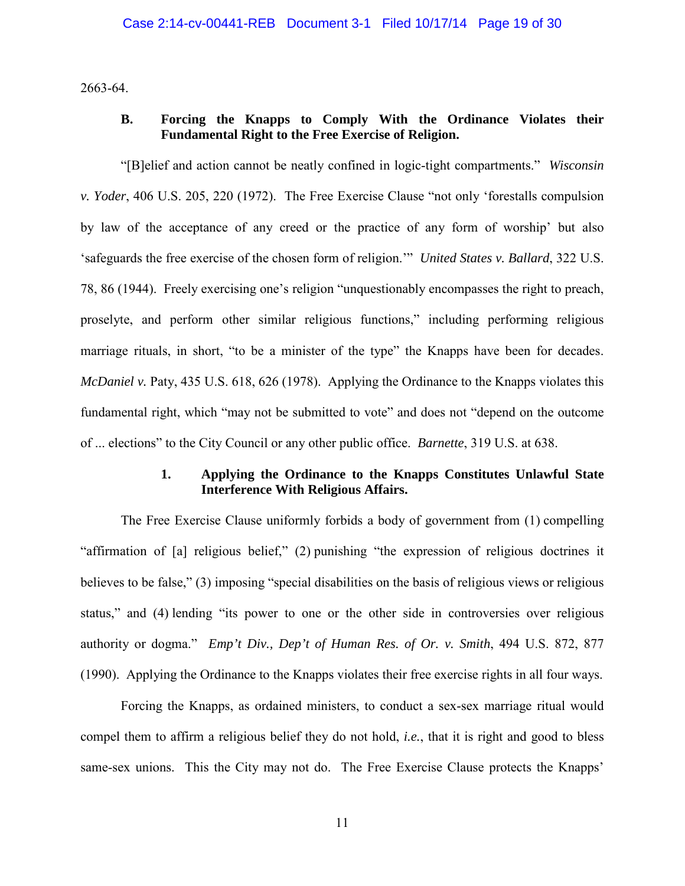2663-64.

### B. Forcing the Knapps to Comply With the Ordinance Violates their Fundamental Right to the Free Exercise of Religion.

"[B]elief and action cannot be neatly confined in logic-tight compartments." *Wisconsin v. Yoder*, 406 U.S. 205, 220 (1972). The Free Exercise Clause "not only 'forestalls compulsion by law of the acceptance of any creed or the practice of any form of worship' but also 'safeguards the free exercise of the chosen form of religion.'" *United States v. Ballard*, 322 U.S. 78, 86 (1944). Freely exercising one's religion "unquestionably encompasses the right to preach, proselyte, and perform other similar religious functions," including performing religious marriage rituals, in short, "to be a minister of the type" the Knapps have been for decades. *McDaniel v.* Paty, 435 U.S. 618, 626 (1978). Applying the Ordinance to the Knapps violates this fundamental right, which "may not be submitted to vote" and does not "depend on the outcome of ... elections" to the City Council or any other public office. *Barnette*, 319 U.S. at 638.

#### 1. Applying the Ordinance to the Knapps Constitutes Unlawful State Interference With Religious Affairs.

The Free Exercise Clause uniformly forbids a body of government from (1) compelling "affirmation of [a] religious belief," (2) punishing "the expression of religious doctrines it believes to be false," (3) imposing "special disabilities on the basis of religious views or religious status," and (4) lending "its power to one or the other side in controversies over religious authority or dogma." *Emp't Div., Dep't of Human Res. of Or. v. Smith*, 494 U.S. 872, 877 (1990). Applying the Ordinance to the Knapps violates their free exercise rights in all four ways.

Forcing the Knapps, as ordained ministers, to conduct a sex-sex marriage ritual would compel them to affirm a religious belief they do not hold, *i.e.*, that it is right and good to bless same-sex unions. This the City may not do. The Free Exercise Clause protects the Knapps'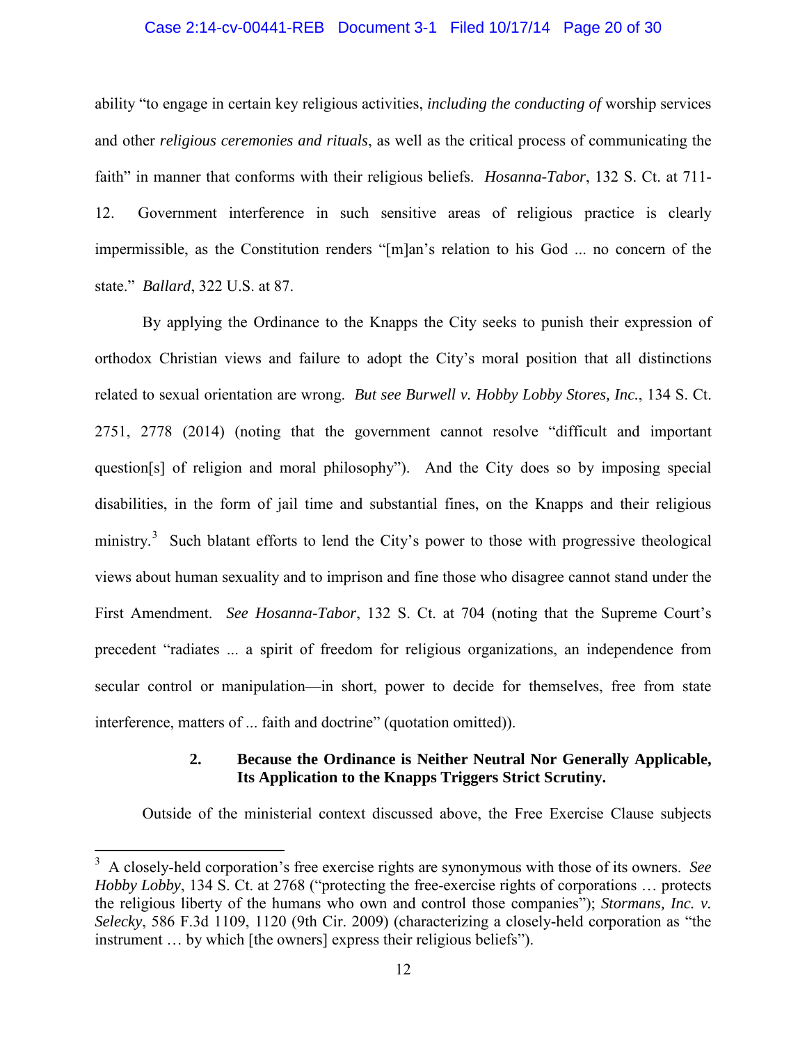ability "to engage in certain key religious activities, *including the conducting of* worship services and other *religious ceremonies and rituals*, as well as the critical process of communicating the faith" in manner that conforms with their religious beliefs. *Hosanna-Tabor*, 132 S. Ct. at 711-12. Government interference in such sensitive areas of religious practice is clearly impermissible, as the Constitution renders "[m]an's relation to his God ... no concern of the state." *Ballard*, 322 U.S. at 87.

By applying the Ordinance to the Knapps the City seeks to punish their expression of orthodox Christian views and failure to adopt the City's moral position that all distinctions related to sexual orientation are wrong. *But see Burwell v. Hobby Lobby Stores, Inc.*, 134 S. Ct. 2751, 2778 (2014) (noting that the government cannot resolve "difficult and important question[s] of religion and moral philosophy"). And the City does so by imposing special disabilities, in the form of jail time and substantial fines, on the Knapps and their religious ministry.[3] Such blatant efforts to lend the City's power to those with progressive theological views about human sexuality and to imprison and fine those who disagree cannot stand under the First Amendment. *See Hosanna-Tabor*, 132 S. Ct. at 704 (noting that the Supreme Court's precedent "radiates ... a spirit of freedom for religious organizations, an independence from secular control or manipulation—in short, power to decide for themselves, free from state interference, matters of ... faith and doctrine" (quotation omitted)).

**2. Because the Ordinance is Neither Neutral Nor Generally Applicable, Its Application to the Knapps Triggers Strict Scrutiny.**

Outside of the ministerial context discussed above, the Free Exercise Clause subjects

---

[3] A closely-held corporation's free exercise rights are synonymous with those of its owners. *See Hobby Lobby*, 134 S. Ct. at 2768 ("protecting the free-exercise rights of corporations … protects the religious liberty of the humans who own and control those companies"); *Stormans, Inc. v. Selecky*, 586 F.3d 1109, 1120 (9th Cir. 2009) (characterizing a closely-held corporation as "the instrument … by which [the owners] express their religious beliefs").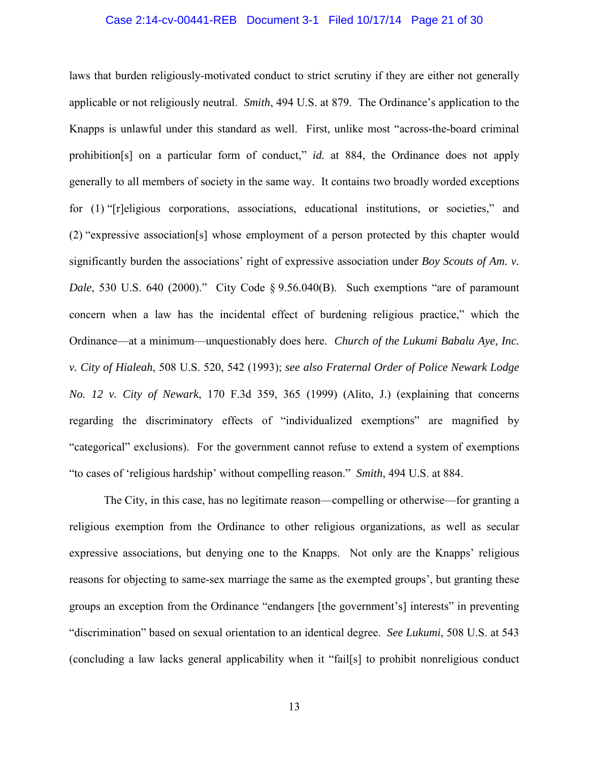laws that burden religiously-motivated conduct to strict scrutiny if they are either not generally applicable or not religiously neutral. *Smith*, 494 U.S. at 879. The Ordinance's application to the Knapps is unlawful under this standard as well. First, unlike most "across-the-board criminal prohibition[s] on a particular form of conduct," *id.* at 884, the Ordinance does not apply generally to all members of society in the same way. It contains two broadly worded exceptions for (1) "[r]eligious corporations, associations, educational institutions, or societies," and (2) "expressive association[s] whose employment of a person protected by this chapter would significantly burden the associations' right of expressive association under *Boy Scouts of Am. v. Dale*, 530 U.S. 640 (2000)." City Code § 9.56.040(B). Such exemptions "are of paramount concern when a law has the incidental effect of burdening religious practice," which the Ordinance—at a minimum—unquestionably does here. *Church of the Lukumi Babalu Aye, Inc. v. City of Hialeah*, 508 U.S. 520, 542 (1993); *see also Fraternal Order of Police Newark Lodge No. 12 v. City of Newark*, 170 F.3d 359, 365 (1999) (Alito, J.) (explaining that concerns regarding the discriminatory effects of "individualized exemptions" are magnified by "categorical" exclusions). For the government cannot refuse to extend a system of exemptions "to cases of 'religious hardship' without compelling reason." *Smith*, 494 U.S. at 884.

The City, in this case, has no legitimate reason—compelling or otherwise—for granting a religious exemption from the Ordinance to other religious organizations, as well as secular expressive associations, but denying one to the Knapps. Not only are the Knapps' religious reasons for objecting to same-sex marriage the same as the exempted groups', but granting these groups an exception from the Ordinance "endangers [the government's] interests" in preventing "discrimination" based on sexual orientation to an identical degree. *See Lukumi*, 508 U.S. at 543 (concluding a law lacks general applicability when it "fail[s] to prohibit nonreligious conduct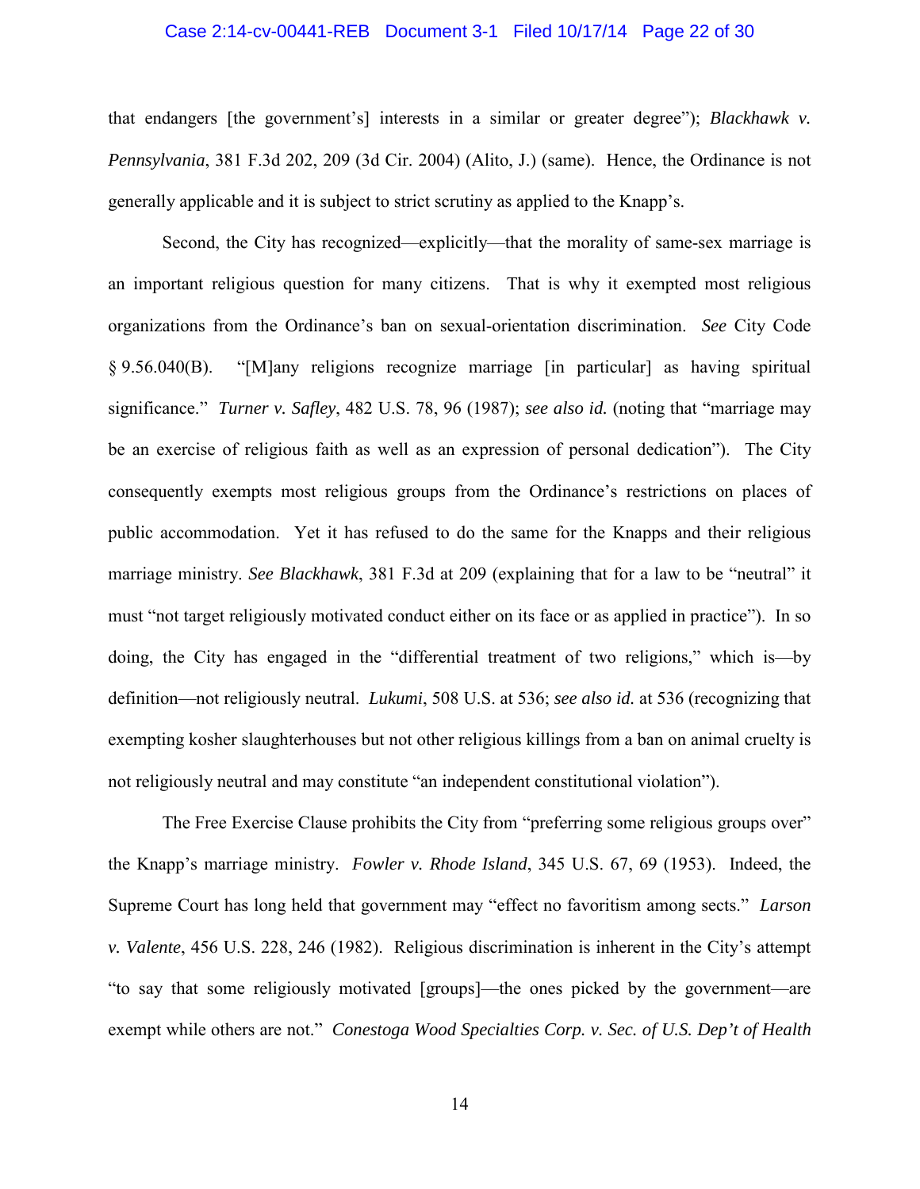that endangers [the government's] interests in a similar or greater degree"); *Blackhawk v. Pennsylvania*, 381 F.3d 202, 209 (3d Cir. 2004) (Alito, J.) (same). Hence, the Ordinance is not generally applicable and it is subject to strict scrutiny as applied to the Knapp's.

Second, the City has recognized—explicitly—that the morality of same-sex marriage is an important religious question for many citizens. That is why it exempted most religious organizations from the Ordinance's ban on sexual-orientation discrimination. *See* City Code § 9.56.040(B). "[M]any religions recognize marriage [in particular] as having spiritual significance." *Turner v. Safley*, 482 U.S. 78, 96 (1987); *see also id.* (noting that "marriage may be an exercise of religious faith as well as an expression of personal dedication"). The City consequently exempts most religious groups from the Ordinance's restrictions on places of public accommodation. Yet it has refused to do the same for the Knapps and their religious marriage ministry. *See Blackhawk*, 381 F.3d at 209 (explaining that for a law to be "neutral" it must "not target religiously motivated conduct either on its face or as applied in practice"). In so doing, the City has engaged in the "differential treatment of two religions," which is—by definition—not religiously neutral. *Lukumi*, 508 U.S. at 536; *see also id.* at 536 (recognizing that exempting kosher slaughterhouses but not other religious killings from a ban on animal cruelty is not religiously neutral and may constitute "an independent constitutional violation").

The Free Exercise Clause prohibits the City from "preferring some religious groups over" the Knapp's marriage ministry. *Fowler v. Rhode Island*, 345 U.S. 67, 69 (1953). Indeed, the Supreme Court has long held that government may "effect no favoritism among sects." *Larson v. Valente*, 456 U.S. 228, 246 (1982). Religious discrimination is inherent in the City's attempt "to say that some religiously motivated [groups]—the ones picked by the government—are exempt while others are not." *Conestoga Wood Specialties Corp. v. Sec. of U.S. Dep't of Health*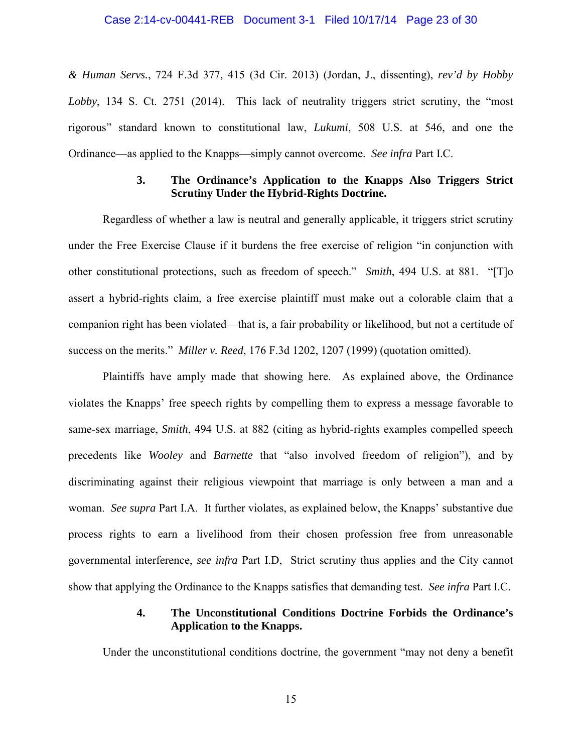*& Human Servs.*, 724 F.3d 377, 415 (3d Cir. 2013) (Jordan, J., dissenting), *rev'd by Hobby Lobby*, 134 S. Ct. 2751 (2014). This lack of neutrality triggers strict scrutiny, the "most rigorous" standard known to constitutional law, *Lukumi*, 508 U.S. at 546, and one the Ordinance—as applied to the Knapps—simply cannot overcome. *See infra* Part I.C.

### 3. The Ordinance's Application to the Knapps Also Triggers Strict Scrutiny Under the Hybrid-Rights Doctrine.

Regardless of whether a law is neutral and generally applicable, it triggers strict scrutiny under the Free Exercise Clause if it burdens the free exercise of religion "in conjunction with other constitutional protections, such as freedom of speech." *Smith*, 494 U.S. at 881. "[T]o assert a hybrid-rights claim, a free exercise plaintiff must make out a colorable claim that a companion right has been violated—that is, a fair probability or likelihood, but not a certitude of success on the merits." *Miller v. Reed*, 176 F.3d 1202, 1207 (1999) (quotation omitted).

Plaintiffs have amply made that showing here. As explained above, the Ordinance violates the Knapps' free speech rights by compelling them to express a message favorable to same-sex marriage, *Smith*, 494 U.S. at 882 (citing as hybrid-rights examples compelled speech precedents like *Wooley* and *Barnette* that "also involved freedom of religion"), and by discriminating against their religious viewpoint that marriage is only between a man and a woman. *See supra* Part I.A. It further violates, as explained below, the Knapps' substantive due process rights to earn a livelihood from their chosen profession free from unreasonable governmental interference, *see infra* Part I.D, Strict scrutiny thus applies and the City cannot show that applying the Ordinance to the Knapps satisfies that demanding test. *See infra* Part I.C.

### 4. The Unconstitutional Conditions Doctrine Forbids the Ordinance's Application to the Knapps.

Under the unconstitutional conditions doctrine, the government "may not deny a benefit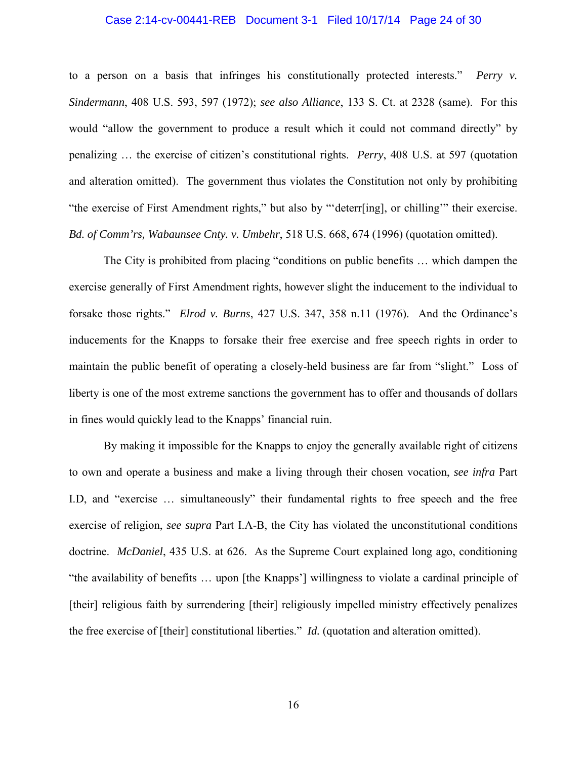to a person on a basis that infringes his constitutionally protected interests." *Perry v. Sindermann*, 408 U.S. 593, 597 (1972); *see also Alliance*, 133 S. Ct. at 2328 (same). For this would "allow the government to produce a result which it could not command directly" by penalizing … the exercise of citizen's constitutional rights. *Perry*, 408 U.S. at 597 (quotation and alteration omitted). The government thus violates the Constitution not only by prohibiting "the exercise of First Amendment rights," but also by "'deterr[ing], or chilling'" their exercise. *Bd. of Comm'rs, Wabaunsee Cnty. v. Umbehr*, 518 U.S. 668, 674 (1996) (quotation omitted).

The City is prohibited from placing "conditions on public benefits … which dampen the exercise generally of First Amendment rights, however slight the inducement to the individual to forsake those rights." *Elrod v. Burns*, 427 U.S. 347, 358 n.11 (1976). And the Ordinance's inducements for the Knapps to forsake their free exercise and free speech rights in order to maintain the public benefit of operating a closely-held business are far from "slight." Loss of liberty is one of the most extreme sanctions the government has to offer and thousands of dollars in fines would quickly lead to the Knapps' financial ruin.

By making it impossible for the Knapps to enjoy the generally available right of citizens to own and operate a business and make a living through their chosen vocation, *see infra* Part I.D, and "exercise … simultaneously" their fundamental rights to free speech and the free exercise of religion, *see supra* Part I.A-B, the City has violated the unconstitutional conditions doctrine. *McDaniel*, 435 U.S. at 626. As the Supreme Court explained long ago, conditioning "the availability of benefits … upon [the Knapps'] willingness to violate a cardinal principle of [their] religious faith by surrendering [their] religiously impelled ministry effectively penalizes the free exercise of [their] constitutional liberties." *Id.* (quotation and alteration omitted).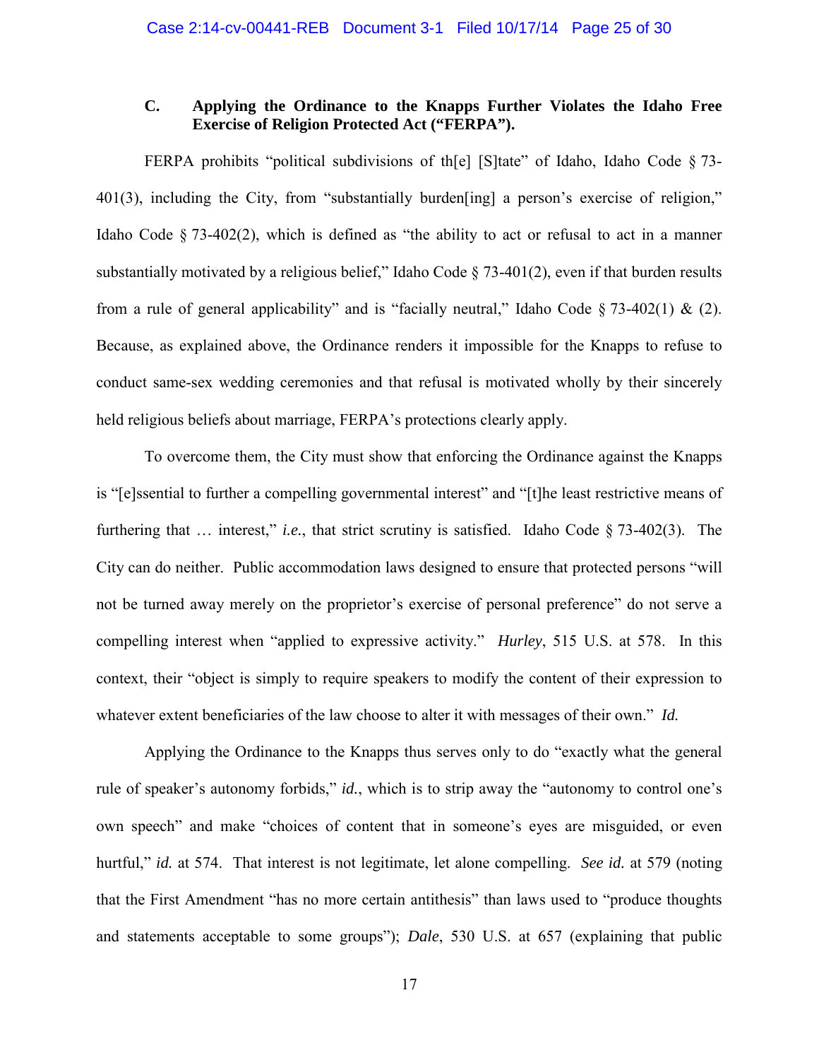### C. Applying the Ordinance to the Knapps Further Violates the Idaho Free Exercise of Religion Protected Act ("FERPA").

FERPA prohibits "political subdivisions of th[e] [S]tate" of Idaho, Idaho Code § 73-401(3), including the City, from "substantially burden[ing] a person's exercise of religion," Idaho Code § 73-402(2), which is defined as "the ability to act or refusal to act in a manner substantially motivated by a religious belief," Idaho Code § 73-401(2), even if that burden results from a rule of general applicability" and is "facially neutral," Idaho Code § 73-402(1) & (2). Because, as explained above, the Ordinance renders it impossible for the Knapps to refuse to conduct same-sex wedding ceremonies and that refusal is motivated wholly by their sincerely held religious beliefs about marriage, FERPA's protections clearly apply.

To overcome them, the City must show that enforcing the Ordinance against the Knapps is "[e]ssential to further a compelling governmental interest" and "[t]he least restrictive means of furthering that … interest," *i.e.*, that strict scrutiny is satisfied. Idaho Code § 73-402(3). The City can do neither. Public accommodation laws designed to ensure that protected persons "will not be turned away merely on the proprietor's exercise of personal preference" do not serve a compelling interest when "applied to expressive activity." *Hurley*, 515 U.S. at 578. In this context, their "object is simply to require speakers to modify the content of their expression to whatever extent beneficiaries of the law choose to alter it with messages of their own." *Id.*

Applying the Ordinance to the Knapps thus serves only to do "exactly what the general rule of speaker's autonomy forbids," *id.*, which is to strip away the "autonomy to control one's own speech" and make "choices of content that in someone's eyes are misguided, or even hurtful," *id.* at 574. That interest is not legitimate, let alone compelling. *See id.* at 579 (noting that the First Amendment "has no more certain antithesis" than laws used to "produce thoughts and statements acceptable to some groups"); *Dale*, 530 U.S. at 657 (explaining that public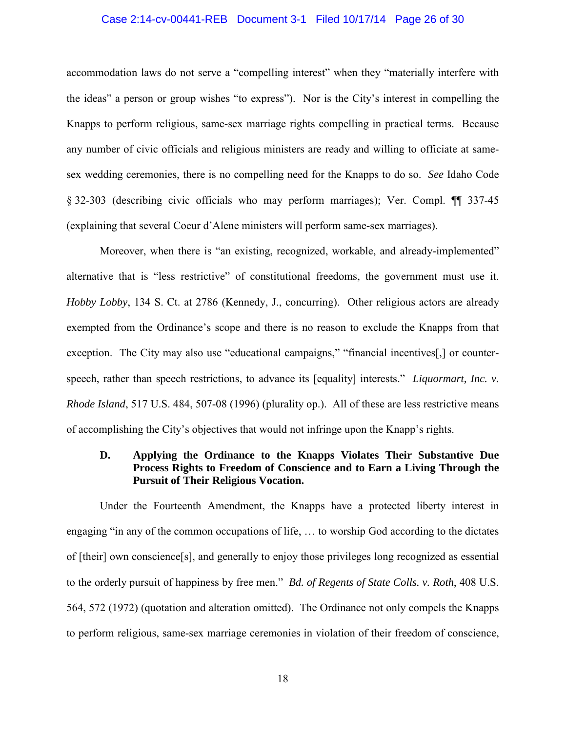accommodation laws do not serve a "compelling interest" when they "materially interfere with the ideas" a person or group wishes "to express"). Nor is the City's interest in compelling the Knapps to perform religious, same-sex marriage rights compelling in practical terms. Because any number of civic officials and religious ministers are ready and willing to officiate at same-sex wedding ceremonies, there is no compelling need for the Knapps to do so. *See* Idaho Code § 32-303 (describing civic officials who may perform marriages); Ver. Compl. ¶¶ 337-45 (explaining that several Coeur d'Alene ministers will perform same-sex marriages).

Moreover, when there is "an existing, recognized, workable, and already-implemented" alternative that is "less restrictive" of constitutional freedoms, the government must use it. *Hobby Lobby*, 134 S. Ct. at 2786 (Kennedy, J., concurring). Other religious actors are already exempted from the Ordinance's scope and there is no reason to exclude the Knapps from that exception. The City may also use "educational campaigns," "financial incentives[,] or counter-speech, rather than speech restrictions, to advance its [equality] interests." *Liquormart, Inc. v. Rhode Island*, 517 U.S. 484, 507-08 (1996) (plurality op.). All of these are less restrictive means of accomplishing the City's objectives that would not infringe upon the Knapp's rights.

### D. Applying the Ordinance to the Knapps Violates Their Substantive Due Process Rights to Freedom of Conscience and to Earn a Living Through the Pursuit of Their Religious Vocation.

Under the Fourteenth Amendment, the Knapps have a protected liberty interest in engaging "in any of the common occupations of life, … to worship God according to the dictates of [their] own conscience[s], and generally to enjoy those privileges long recognized as essential to the orderly pursuit of happiness by free men." *Bd. of Regents of State Colls. v. Roth*, 408 U.S. 564, 572 (1972) (quotation and alteration omitted). The Ordinance not only compels the Knapps to perform religious, same-sex marriage ceremonies in violation of their freedom of conscience,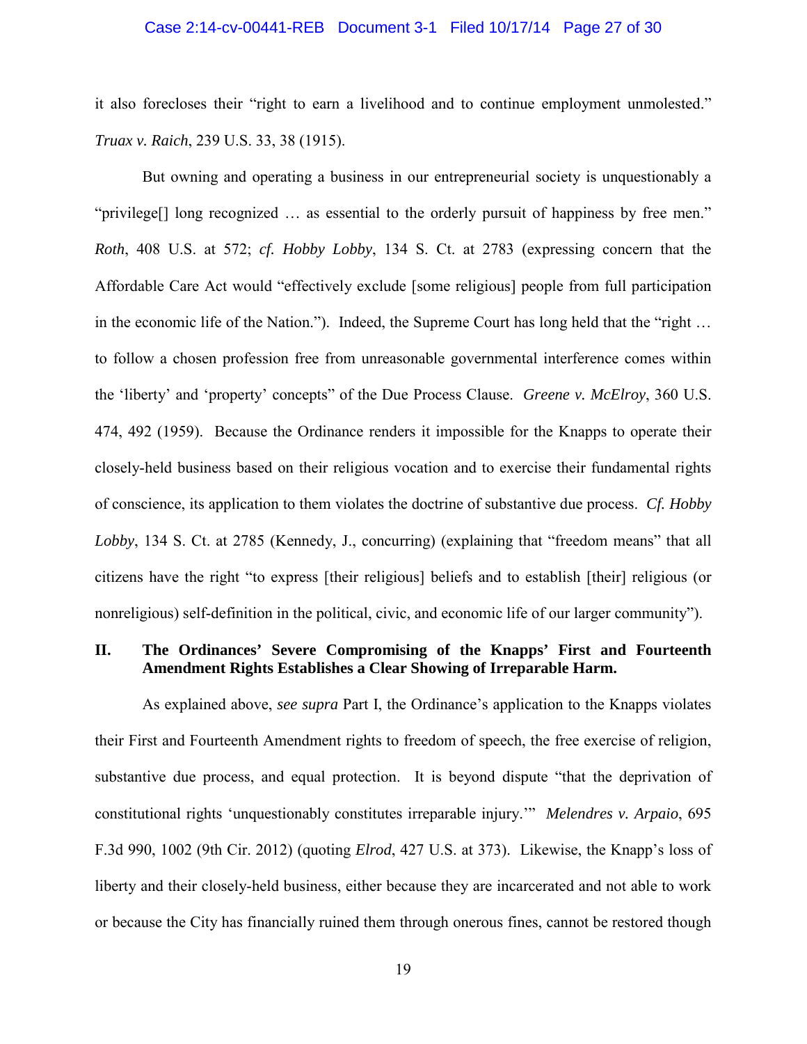it also forecloses their "right to earn a livelihood and to continue employment unmolested." *Truax v. Raich*, 239 U.S. 33, 38 (1915).

But owning and operating a business in our entrepreneurial society is unquestionably a "privilege[] long recognized … as essential to the orderly pursuit of happiness by free men." *Roth*, 408 U.S. at 572; *cf. Hobby Lobby*, 134 S. Ct. at 2783 (expressing concern that the Affordable Care Act would "effectively exclude [some religious] people from full participation in the economic life of the Nation."). Indeed, the Supreme Court has long held that the "right … to follow a chosen profession free from unreasonable governmental interference comes within the 'liberty' and 'property' concepts" of the Due Process Clause. *Greene v. McElroy*, 360 U.S. 474, 492 (1959). Because the Ordinance renders it impossible for the Knapps to operate their closely-held business based on their religious vocation and to exercise their fundamental rights of conscience, its application to them violates the doctrine of substantive due process. *Cf. Hobby Lobby*, 134 S. Ct. at 2785 (Kennedy, J., concurring) (explaining that "freedom means" that all citizens have the right "to express [their religious] beliefs and to establish [their] religious (or nonreligious) self-definition in the political, civic, and economic life of our larger community").

## II. The Ordinances' Severe Compromising of the Knapps' First and Fourteenth Amendment Rights Establishes a Clear Showing of Irreparable Harm.

As explained above, *see supra* Part I, the Ordinance's application to the Knapps violates their First and Fourteenth Amendment rights to freedom of speech, the free exercise of religion, substantive due process, and equal protection. It is beyond dispute "that the deprivation of constitutional rights 'unquestionably constitutes irreparable injury.'" *Melendres v. Arpaio*, 695 F.3d 990, 1002 (9th Cir. 2012) (quoting *Elrod*, 427 U.S. at 373). Likewise, the Knapp's loss of liberty and their closely-held business, either because they are incarcerated and not able to work or because the City has financially ruined them through onerous fines, cannot be restored though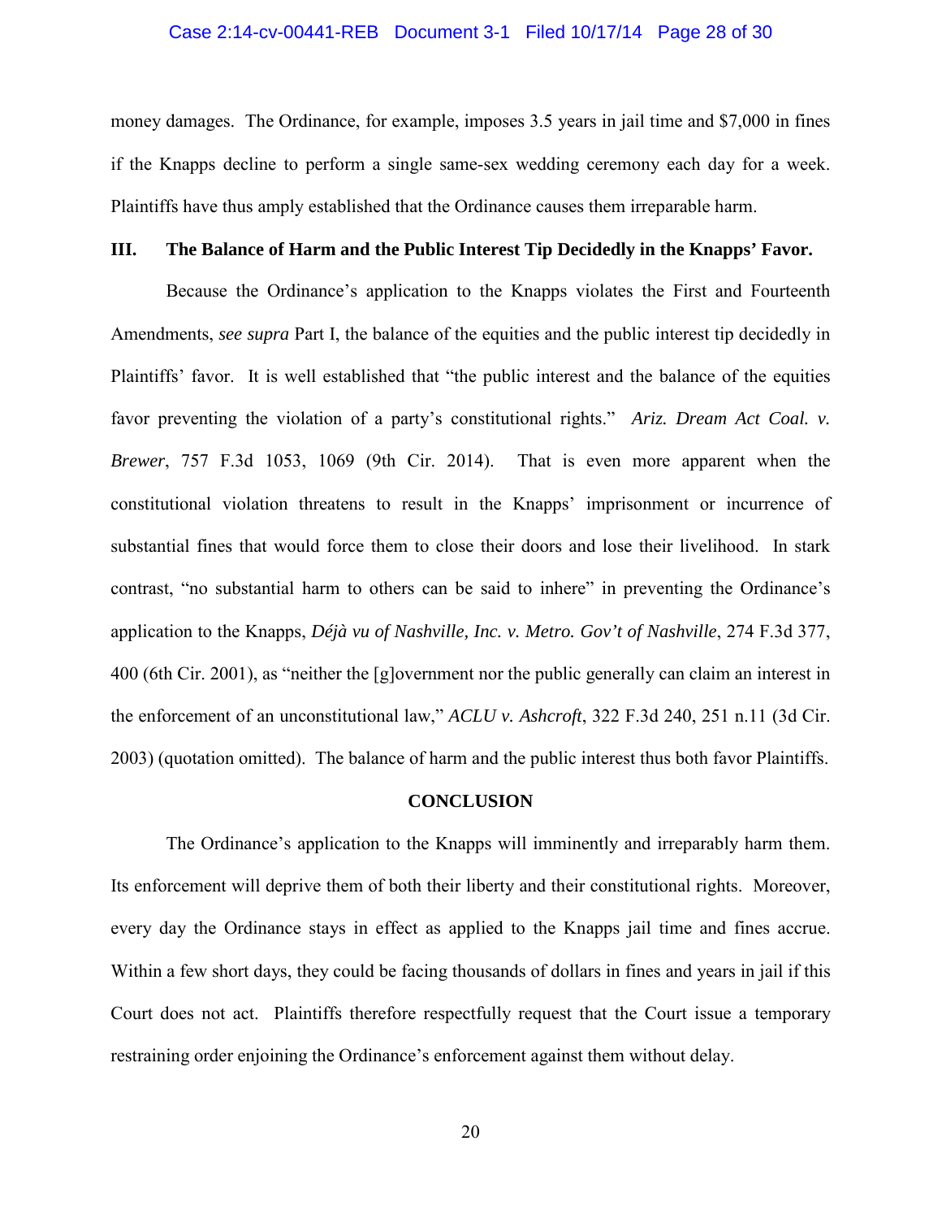money damages. The Ordinance, for example, imposes 3.5 years in jail time and $7,000 in fines if the Knapps decline to perform a single same-sex wedding ceremony each day for a week. Plaintiffs have thus amply established that the Ordinance causes them irreparable harm.

## III. The Balance of Harm and the Public Interest Tip Decidedly in the Knapps' Favor.

Because the Ordinance's application to the Knapps violates the First and Fourteenth Amendments, *see supra* Part I, the balance of the equities and the public interest tip decidedly in Plaintiffs' favor. It is well established that "the public interest and the balance of the equities favor preventing the violation of a party's constitutional rights." *Ariz. Dream Act Coal. v. Brewer*, 757 F.3d 1053, 1069 (9th Cir. 2014). That is even more apparent when the constitutional violation threatens to result in the Knapps' imprisonment or incurrence of substantial fines that would force them to close their doors and lose their livelihood. In stark contrast, "no substantial harm to others can be said to inhere" in preventing the Ordinance's application to the Knapps, *Déjà vu of Nashville, Inc. v. Metro. Gov't of Nashville*, 274 F.3d 377, 400 (6th Cir. 2001), as "neither the [g]overnment nor the public generally can claim an interest in the enforcement of an unconstitutional law," *ACLU v. Ashcroft*, 322 F.3d 240, 251 n.11 (3d Cir. 2003) (quotation omitted). The balance of harm and the public interest thus both favor Plaintiffs.

## CONCLUSION

The Ordinance's application to the Knapps will imminently and irreparably harm them. Its enforcement will deprive them of both their liberty and their constitutional rights. Moreover, every day the Ordinance stays in effect as applied to the Knapps jail time and fines accrue. Within a few short days, they could be facing thousands of dollars in fines and years in jail if this Court does not act. Plaintiffs therefore respectfully request that the Court issue a temporary restraining order enjoining the Ordinance's enforcement against them without delay.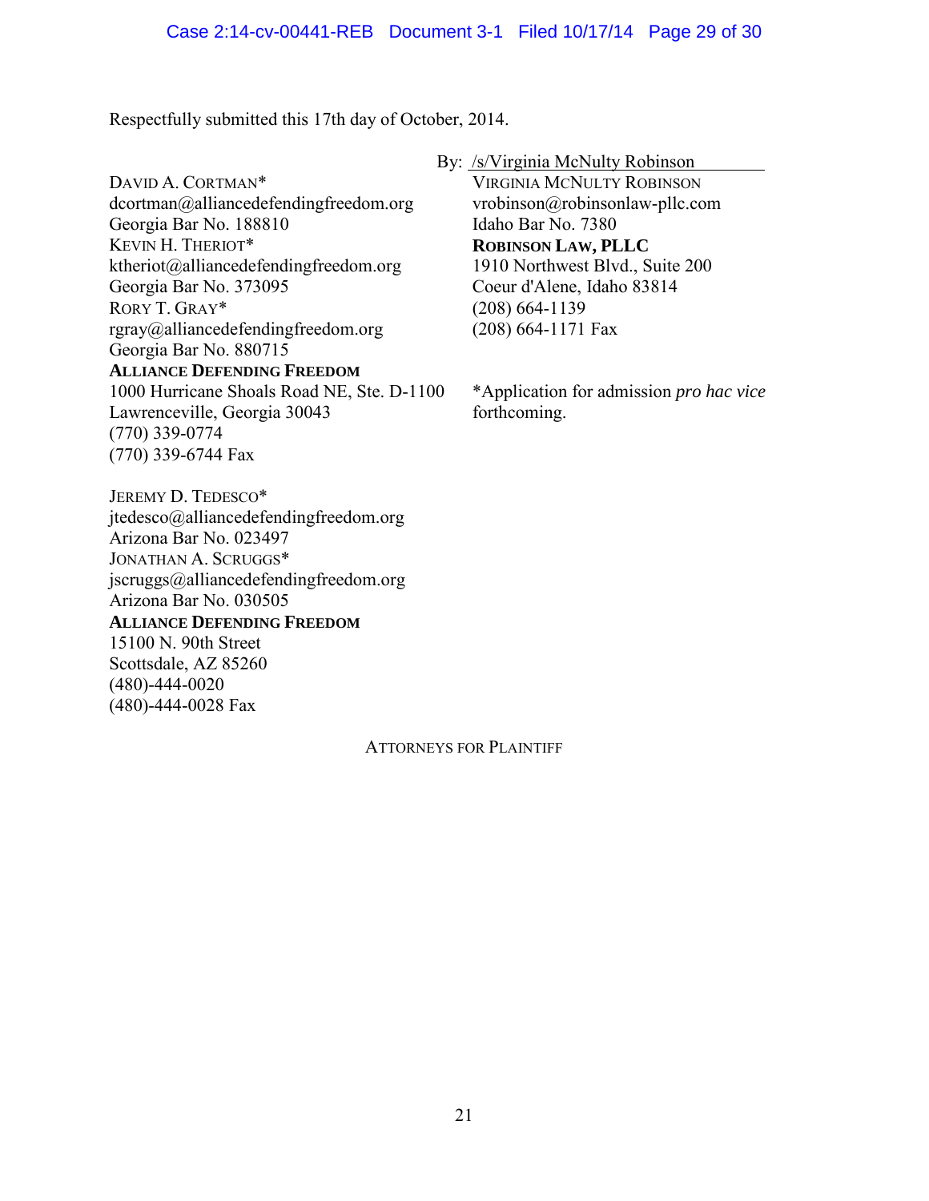Respectfully submitted this 17th day of October, 2014.

By: /s/Virginia McNulty Robinson

VIRGINIA MCNULTY ROBINSON
vrobinson@robinsonlaw-pllc.com
Idaho Bar No. 7380
**ROBINSON LAW, PLLC**
1910 Northwest Blvd., Suite 200
Coeur d'Alene, Idaho 83814
(208) 664-1139
(208) 664-1171 Fax

DAVID A. CORTMAN*
dcortman@alliancedefendingfreedom.org
Georgia Bar No. 188810
KEVIN H. THERIOT*
ktheriot@alliancedefendingfreedom.org
Georgia Bar No. 373095
RORY T. GRAY*
rgray@alliancedefendingfreedom.org
Georgia Bar No. 880715
**ALLIANCE DEFENDING FREEDOM**
1000 Hurricane Shoals Road NE, Ste. D-1100
Lawrenceville, Georgia 30043
(770) 339-0774
(770) 339-6744 Fax

JEREMY D. TEDESCO*
jtedesco@alliancedefendingfreedom.org
Arizona Bar No. 023497
JONATHAN A. SCRUGGS*
jscruggs@alliancedefendingfreedom.org
Arizona Bar No. 030505
**ALLIANCE DEFENDING FREEDOM**
15100 N. 90th Street
Scottsdale, AZ 85260
(480)-444-0020
(480)-444-0028 Fax

*Application for admission *pro hac vice* forthcoming.

ATTORNEYS FOR PLAINTIFF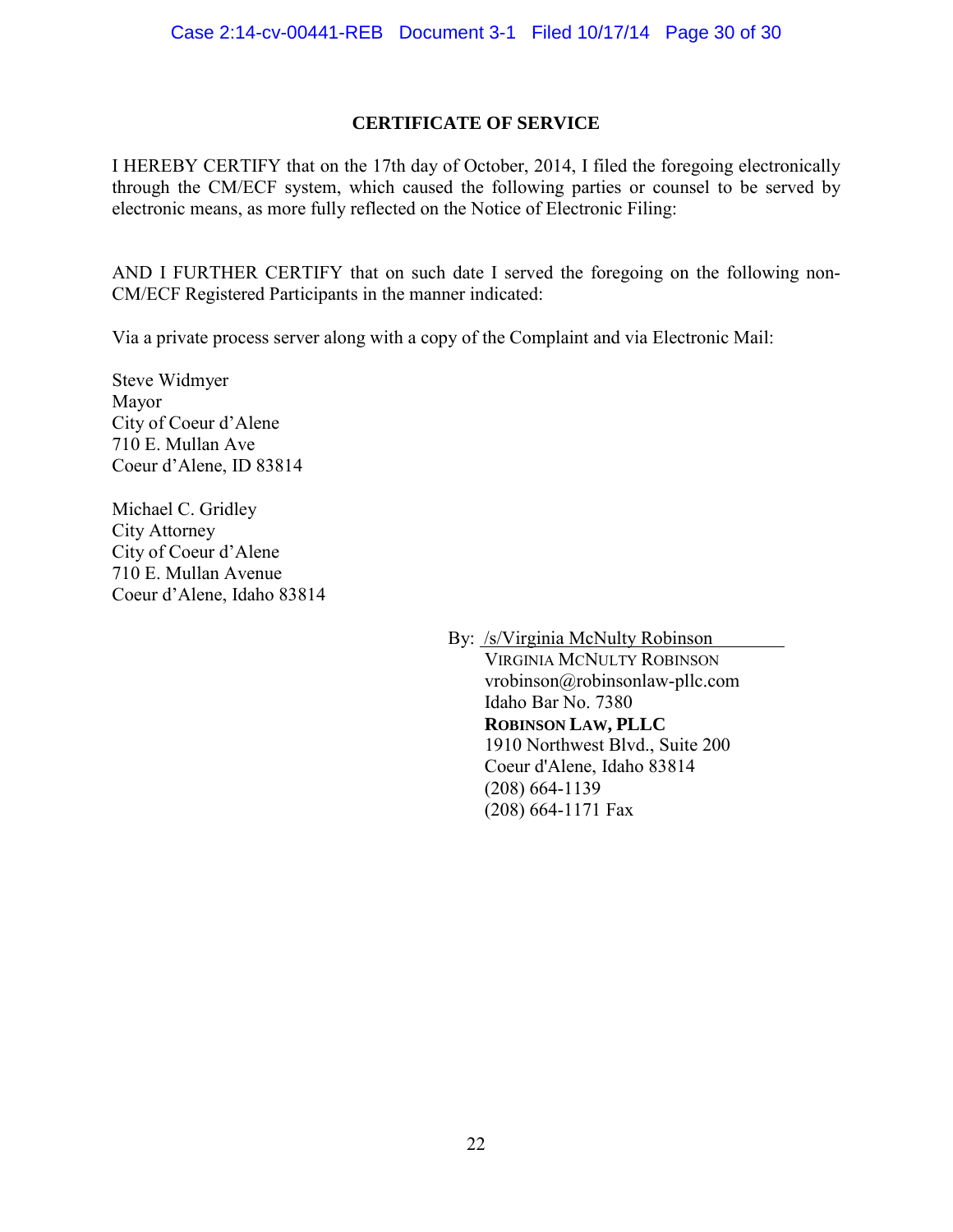## CERTIFICATE OF SERVICE

I HEREBY CERTIFY that on the 17th day of October, 2014, I filed the foregoing electronically through the CM/ECF system, which caused the following parties or counsel to be served by electronic means, as more fully reflected on the Notice of Electronic Filing:

AND I FURTHER CERTIFY that on such date I served the foregoing on the following non-CM/ECF Registered Participants in the manner indicated:

Via a private process server along with a copy of the Complaint and via Electronic Mail:

Steve Widmyer
Mayor
City of Coeur d'Alene
710 E. Mullan Ave
Coeur d'Alene, ID 83814

Michael C. Gridley
City Attorney
City of Coeur d'Alene
710 E. Mullan Avenue
Coeur d'Alene, Idaho 83814

By: /s/Virginia McNulty Robinson
VIRGINIA MCNULTY ROBINSON
vrobinson@robinsonlaw-pllc.com
Idaho Bar No. 7380
**ROBINSON LAW, PLLC**
1910 Northwest Blvd., Suite 200
Coeur d'Alene, Idaho 83814
(208) 664-1139
(208) 664-1171 Fax